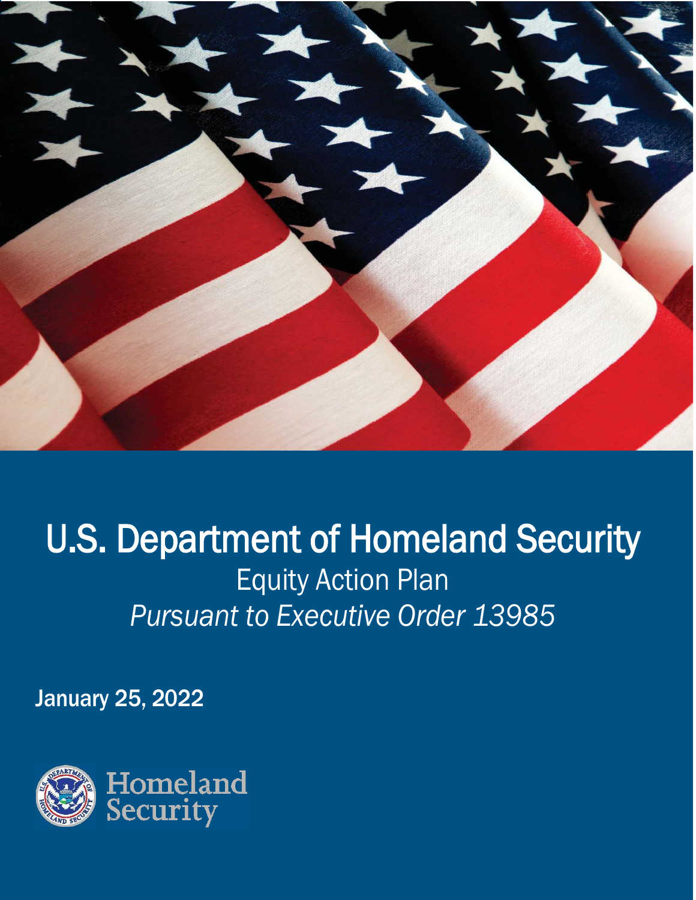# U.S. Department of Homeland Security

## Equity Action Plan

*Pursuant to Executive Order 13985*

January 25, 2022

Homeland Security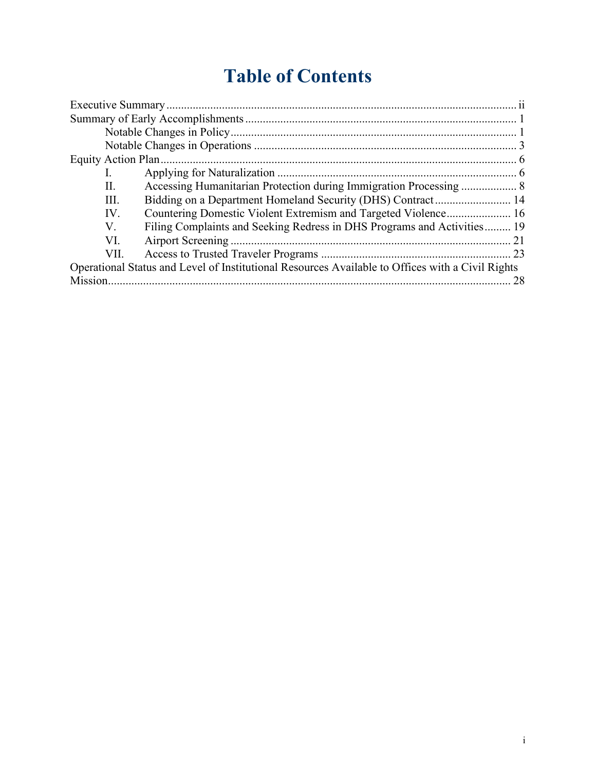# Table of Contents

Executive Summary ........................................................................................................................ ii

Summary of Early Accomplishments ............................................................................................. 1

- Notable Changes in Policy ......................................................................................................... 1
- Notable Changes in Operations ................................................................................................. 3

Equity Action Plan .......................................................................................................................... 6

- I. Applying for Naturalization ..................................................................................................... 6
- II. Accessing Humanitarian Protection during Immigration Processing ................................... 8
- III. Bidding on a Department Homeland Security (DHS) Contract .......................................... 14
- IV. Countering Domestic Violent Extremism and Targeted Violence ...................................... 16
- V. Filing Complaints and Seeking Redress in DHS Programs and Activities ......................... 19
- VI. Airport Screening .............................................................................................................. 21
- VII. Access to Trusted Traveler Programs ............................................................................... 23

Operational Status and Level of Institutional Resources Available to Offices with a Civil Rights Mission ............................................................................................................................................ 28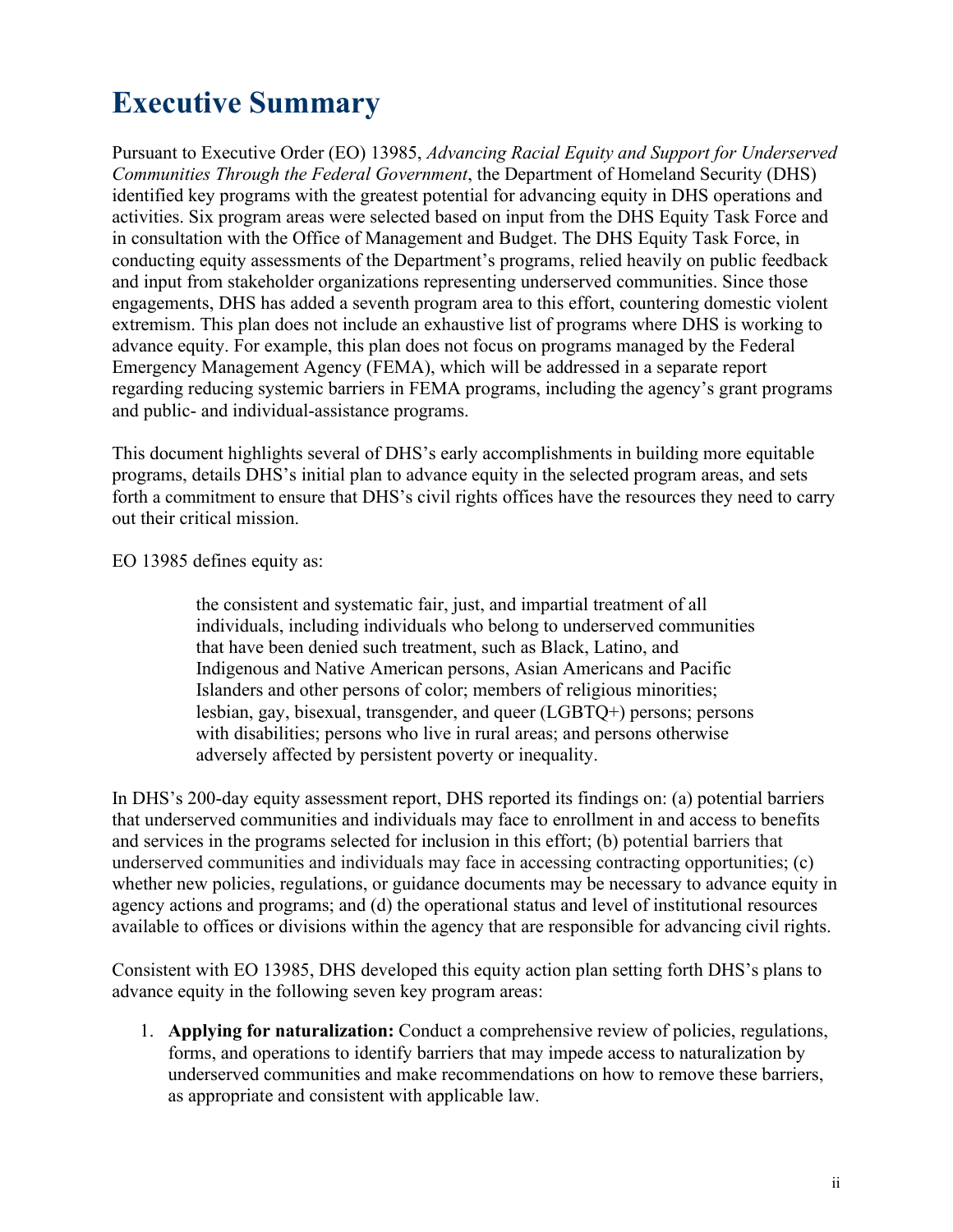# Executive Summary

Pursuant to Executive Order (EO) 13985, *Advancing Racial Equity and Support for Underserved Communities Through the Federal Government*, the Department of Homeland Security (DHS) identified key programs with the greatest potential for advancing equity in DHS operations and activities. Six program areas were selected based on input from the DHS Equity Task Force and in consultation with the Office of Management and Budget. The DHS Equity Task Force, in conducting equity assessments of the Department's programs, relied heavily on public feedback and input from stakeholder organizations representing underserved communities. Since those engagements, DHS has added a seventh program area to this effort, countering domestic violent extremism. This plan does not include an exhaustive list of programs where DHS is working to advance equity. For example, this plan does not focus on programs managed by the Federal Emergency Management Agency (FEMA), which will be addressed in a separate report regarding reducing systemic barriers in FEMA programs, including the agency's grant programs and public- and individual-assistance programs.

This document highlights several of DHS's early accomplishments in building more equitable programs, details DHS's initial plan to advance equity in the selected program areas, and sets forth a commitment to ensure that DHS's civil rights offices have the resources they need to carry out their critical mission.

EO 13985 defines equity as:

> the consistent and systematic fair, just, and impartial treatment of all individuals, including individuals who belong to underserved communities that have been denied such treatment, such as Black, Latino, and Indigenous and Native American persons, Asian Americans and Pacific Islanders and other persons of color; members of religious minorities; lesbian, gay, bisexual, transgender, and queer (LGBTQ+) persons; persons with disabilities; persons who live in rural areas; and persons otherwise adversely affected by persistent poverty or inequality.

In DHS's 200-day equity assessment report, DHS reported its findings on: (a) potential barriers that underserved communities and individuals may face to enrollment in and access to benefits and services in the programs selected for inclusion in this effort; (b) potential barriers that underserved communities and individuals may face in accessing contracting opportunities; (c) whether new policies, regulations, or guidance documents may be necessary to advance equity in agency actions and programs; and (d) the operational status and level of institutional resources available to offices or divisions within the agency that are responsible for advancing civil rights.

Consistent with EO 13985, DHS developed this equity action plan setting forth DHS's plans to advance equity in the following seven key program areas:

1. **Applying for naturalization:** Conduct a comprehensive review of policies, regulations, forms, and operations to identify barriers that may impede access to naturalization by underserved communities and make recommendations on how to remove these barriers, as appropriate and consistent with applicable law.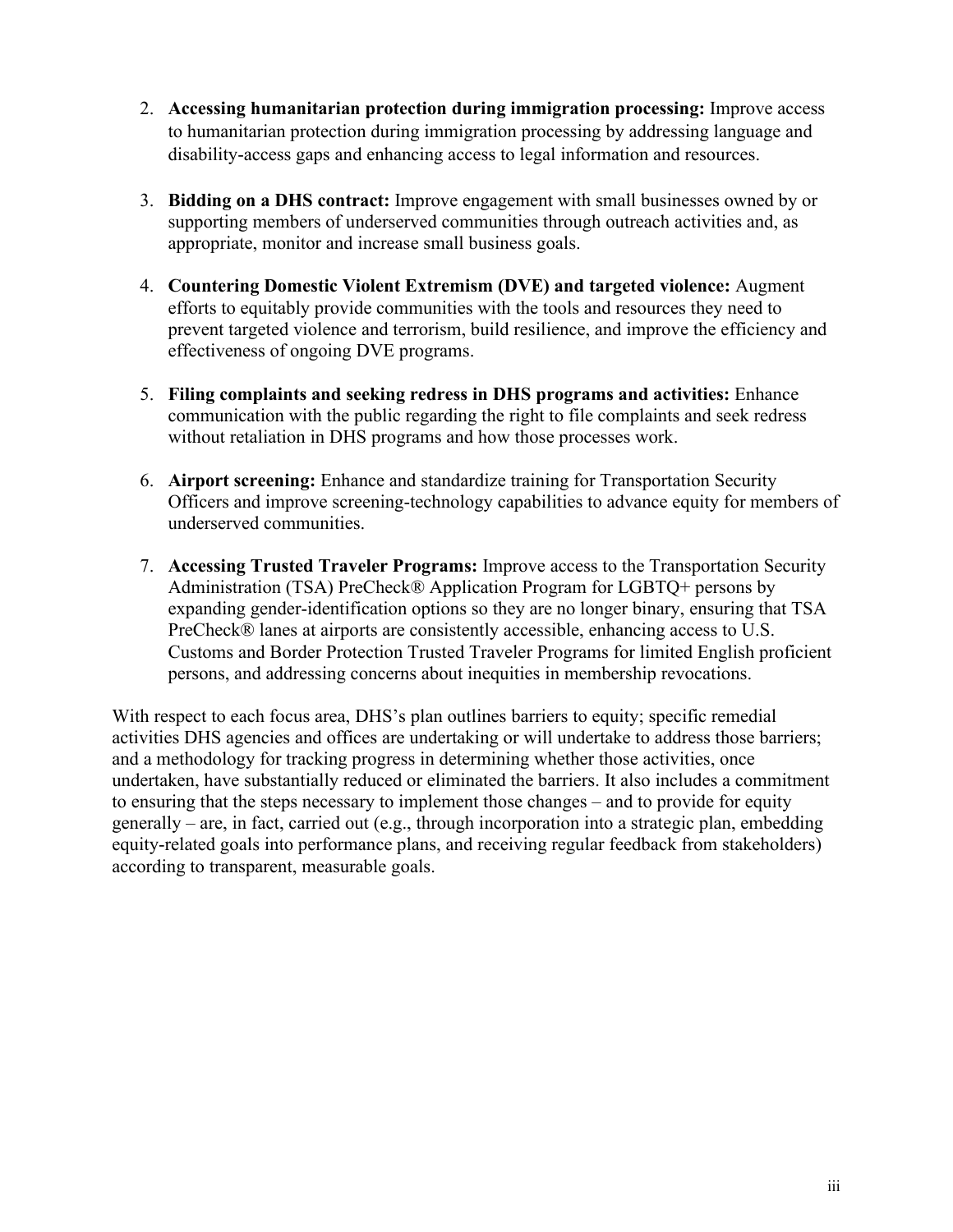2. **Accessing humanitarian protection during immigration processing:** Improve access to humanitarian protection during immigration processing by addressing language and disability-access gaps and enhancing access to legal information and resources.

3. **Bidding on a DHS contract:** Improve engagement with small businesses owned by or supporting members of underserved communities through outreach activities and, as appropriate, monitor and increase small business goals.

4. **Countering Domestic Violent Extremism (DVE) and targeted violence:** Augment efforts to equitably provide communities with the tools and resources they need to prevent targeted violence and terrorism, build resilience, and improve the efficiency and effectiveness of ongoing DVE programs.

5. **Filing complaints and seeking redress in DHS programs and activities:** Enhance communication with the public regarding the right to file complaints and seek redress without retaliation in DHS programs and how those processes work.

6. **Airport screening:** Enhance and standardize training for Transportation Security Officers and improve screening-technology capabilities to advance equity for members of underserved communities.

7. **Accessing Trusted Traveler Programs:** Improve access to the Transportation Security Administration (TSA) PreCheck® Application Program for LGBTQ+ persons by expanding gender-identification options so they are no longer binary, ensuring that TSA PreCheck® lanes at airports are consistently accessible, enhancing access to U.S. Customs and Border Protection Trusted Traveler Programs for limited English proficient persons, and addressing concerns about inequities in membership revocations.

With respect to each focus area, DHS's plan outlines barriers to equity; specific remedial activities DHS agencies and offices are undertaking or will undertake to address those barriers; and a methodology for tracking progress in determining whether those activities, once undertaken, have substantially reduced or eliminated the barriers. It also includes a commitment to ensuring that the steps necessary to implement those changes – and to provide for equity generally – are, in fact, carried out (e.g., through incorporation into a strategic plan, embedding equity-related goals into performance plans, and receiving regular feedback from stakeholders) according to transparent, measurable goals.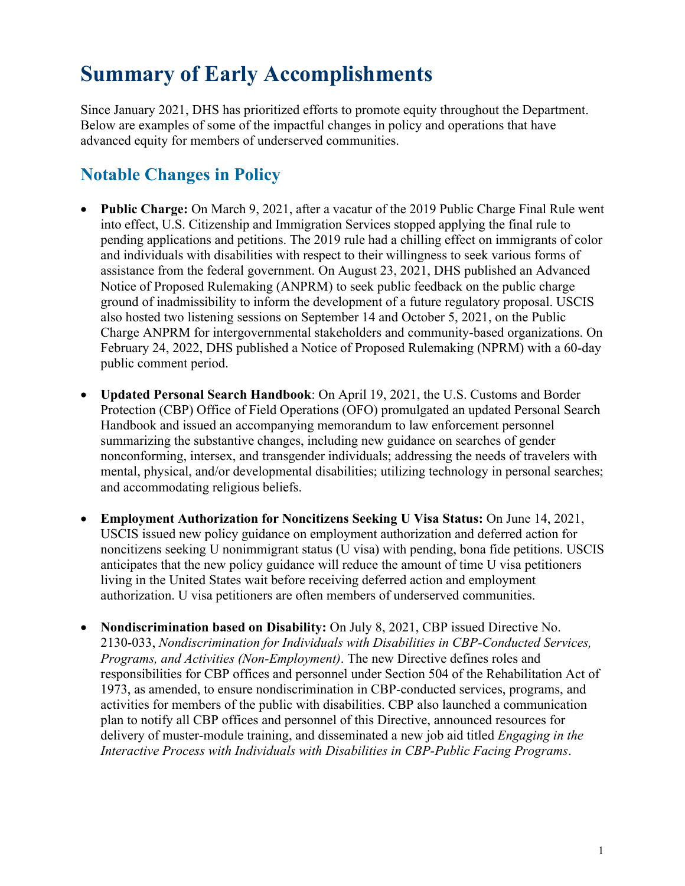# Summary of Early Accomplishments

Since January 2021, DHS has prioritized efforts to promote equity throughout the Department. Below are examples of some of the impactful changes in policy and operations that have advanced equity for members of underserved communities.

## Notable Changes in Policy

- **Public Charge:** On March 9, 2021, after a vacatur of the 2019 Public Charge Final Rule went into effect, U.S. Citizenship and Immigration Services stopped applying the final rule to pending applications and petitions. The 2019 rule had a chilling effect on immigrants of color and individuals with disabilities with respect to their willingness to seek various forms of assistance from the federal government. On August 23, 2021, DHS published an Advanced Notice of Proposed Rulemaking (ANPRM) to seek public feedback on the public charge ground of inadmissibility to inform the development of a future regulatory proposal. USCIS also hosted two listening sessions on September 14 and October 5, 2021, on the Public Charge ANPRM for intergovernmental stakeholders and community-based organizations. On February 24, 2022, DHS published a Notice of Proposed Rulemaking (NPRM) with a 60-day public comment period.

- **Updated Personal Search Handbook**: On April 19, 2021, the U.S. Customs and Border Protection (CBP) Office of Field Operations (OFO) promulgated an updated Personal Search Handbook and issued an accompanying memorandum to law enforcement personnel summarizing the substantive changes, including new guidance on searches of gender nonconforming, intersex, and transgender individuals; addressing the needs of travelers with mental, physical, and/or developmental disabilities; utilizing technology in personal searches; and accommodating religious beliefs.

- **Employment Authorization for Noncitizens Seeking U Visa Status:** On June 14, 2021, USCIS issued new policy guidance on employment authorization and deferred action for noncitizens seeking U nonimmigrant status (U visa) with pending, bona fide petitions. USCIS anticipates that the new policy guidance will reduce the amount of time U visa petitioners living in the United States wait before receiving deferred action and employment authorization. U visa petitioners are often members of underserved communities.

- **Nondiscrimination based on Disability:** On July 8, 2021, CBP issued Directive No. 2130-033, *Nondiscrimination for Individuals with Disabilities in CBP-Conducted Services, Programs, and Activities (Non-Employment)*. The new Directive defines roles and responsibilities for CBP offices and personnel under Section 504 of the Rehabilitation Act of 1973, as amended, to ensure nondiscrimination in CBP-conducted services, programs, and activities for members of the public with disabilities. CBP also launched a communication plan to notify all CBP offices and personnel of this Directive, announced resources for delivery of muster-module training, and disseminated a new job aid titled *Engaging in the Interactive Process with Individuals with Disabilities in CBP-Public Facing Programs*.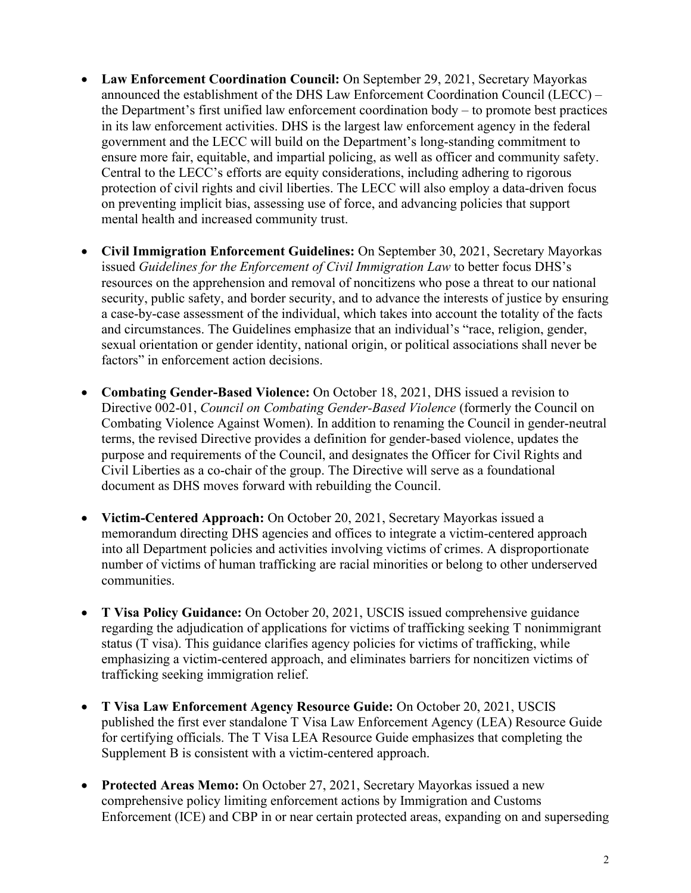- **Law Enforcement Coordination Council:** On September 29, 2021, Secretary Mayorkas announced the establishment of the DHS Law Enforcement Coordination Council (LECC) – the Department's first unified law enforcement coordination body – to promote best practices in its law enforcement activities. DHS is the largest law enforcement agency in the federal government and the LECC will build on the Department's long-standing commitment to ensure more fair, equitable, and impartial policing, as well as officer and community safety. Central to the LECC's efforts are equity considerations, including adhering to rigorous protection of civil rights and civil liberties. The LECC will also employ a data-driven focus on preventing implicit bias, assessing use of force, and advancing policies that support mental health and increased community trust.

- **Civil Immigration Enforcement Guidelines:** On September 30, 2021, Secretary Mayorkas issued *Guidelines for the Enforcement of Civil Immigration Law* to better focus DHS's resources on the apprehension and removal of noncitizens who pose a threat to our national security, public safety, and border security, and to advance the interests of justice by ensuring a case-by-case assessment of the individual, which takes into account the totality of the facts and circumstances. The Guidelines emphasize that an individual's "race, religion, gender, sexual orientation or gender identity, national origin, or political associations shall never be factors" in enforcement action decisions.

- **Combating Gender-Based Violence:** On October 18, 2021, DHS issued a revision to Directive 002-01, *Council on Combating Gender-Based Violence* (formerly the Council on Combating Violence Against Women). In addition to renaming the Council in gender-neutral terms, the revised Directive provides a definition for gender-based violence, updates the purpose and requirements of the Council, and designates the Officer for Civil Rights and Civil Liberties as a co-chair of the group. The Directive will serve as a foundational document as DHS moves forward with rebuilding the Council.

- **Victim-Centered Approach:** On October 20, 2021, Secretary Mayorkas issued a memorandum directing DHS agencies and offices to integrate a victim-centered approach into all Department policies and activities involving victims of crimes. A disproportionate number of victims of human trafficking are racial minorities or belong to other underserved communities.

- **T Visa Policy Guidance:** On October 20, 2021, USCIS issued comprehensive guidance regarding the adjudication of applications for victims of trafficking seeking T nonimmigrant status (T visa). This guidance clarifies agency policies for victims of trafficking, while emphasizing a victim-centered approach, and eliminates barriers for noncitizen victims of trafficking seeking immigration relief.

- **T Visa Law Enforcement Agency Resource Guide:** On October 20, 2021, USCIS published the first ever standalone T Visa Law Enforcement Agency (LEA) Resource Guide for certifying officials. The T Visa LEA Resource Guide emphasizes that completing the Supplement B is consistent with a victim-centered approach.

- **Protected Areas Memo:** On October 27, 2021, Secretary Mayorkas issued a new comprehensive policy limiting enforcement actions by Immigration and Customs Enforcement (ICE) and CBP in or near certain protected areas, expanding on and superseding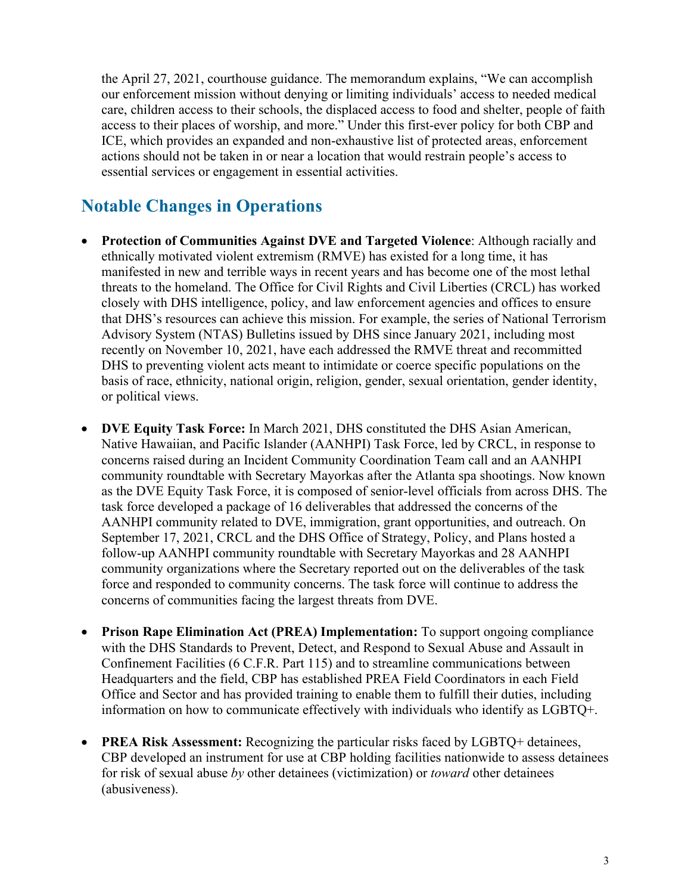the April 27, 2021, courthouse guidance. The memorandum explains, "We can accomplish our enforcement mission without denying or limiting individuals' access to needed medical care, children access to their schools, the displaced access to food and shelter, people of faith access to their places of worship, and more." Under this first-ever policy for both CBP and ICE, which provides an expanded and non-exhaustive list of protected areas, enforcement actions should not be taken in or near a location that would restrain people's access to essential services or engagement in essential activities.

## Notable Changes in Operations

- **Protection of Communities Against DVE and Targeted Violence**: Although racially and ethnically motivated violent extremism (RMVE) has existed for a long time, it has manifested in new and terrible ways in recent years and has become one of the most lethal threats to the homeland. The Office for Civil Rights and Civil Liberties (CRCL) has worked closely with DHS intelligence, policy, and law enforcement agencies and offices to ensure that DHS's resources can achieve this mission. For example, the series of National Terrorism Advisory System (NTAS) Bulletins issued by DHS since January 2021, including most recently on November 10, 2021, have each addressed the RMVE threat and recommitted DHS to preventing violent acts meant to intimidate or coerce specific populations on the basis of race, ethnicity, national origin, religion, gender, sexual orientation, gender identity, or political views.

- **DVE Equity Task Force:** In March 2021, DHS constituted the DHS Asian American, Native Hawaiian, and Pacific Islander (AANHPI) Task Force, led by CRCL, in response to concerns raised during an Incident Community Coordination Team call and an AANHPI community roundtable with Secretary Mayorkas after the Atlanta spa shootings. Now known as the DVE Equity Task Force, it is composed of senior-level officials from across DHS. The task force developed a package of 16 deliverables that addressed the concerns of the AANHPI community related to DVE, immigration, grant opportunities, and outreach. On September 17, 2021, CRCL and the DHS Office of Strategy, Policy, and Plans hosted a follow-up AANHPI community roundtable with Secretary Mayorkas and 28 AANHPI community organizations where the Secretary reported out on the deliverables of the task force and responded to community concerns. The task force will continue to address the concerns of communities facing the largest threats from DVE.

- **Prison Rape Elimination Act (PREA) Implementation:** To support ongoing compliance with the DHS Standards to Prevent, Detect, and Respond to Sexual Abuse and Assault in Confinement Facilities (6 C.F.R. Part 115) and to streamline communications between Headquarters and the field, CBP has established PREA Field Coordinators in each Field Office and Sector and has provided training to enable them to fulfill their duties, including information on how to communicate effectively with individuals who identify as LGBTQ+.

- **PREA Risk Assessment:** Recognizing the particular risks faced by LGBTQ+ detainees, CBP developed an instrument for use at CBP holding facilities nationwide to assess detainees for risk of sexual abuse *by* other detainees (victimization) or *toward* other detainees (abusiveness).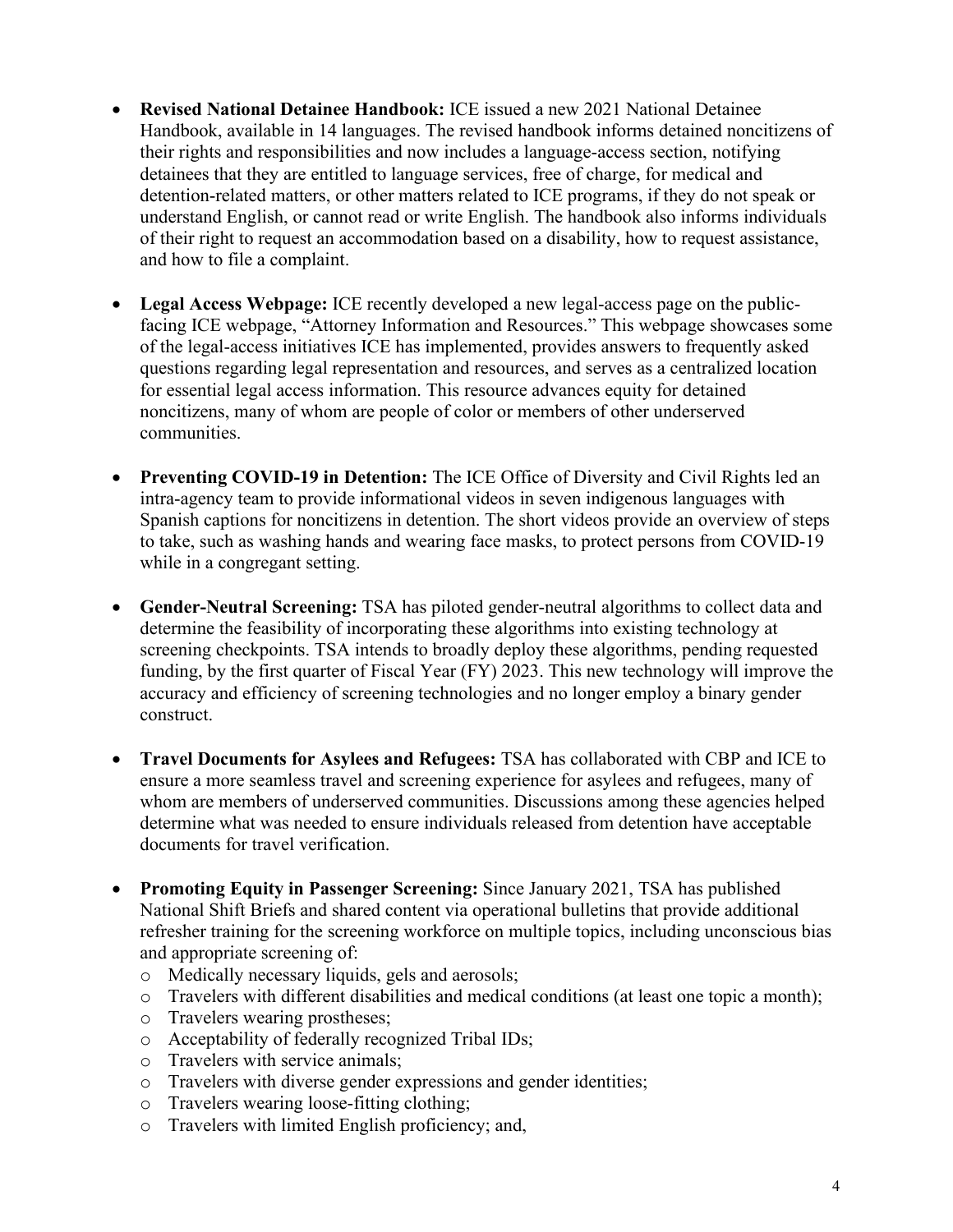- **Revised National Detainee Handbook:** ICE issued a new 2021 National Detainee Handbook, available in 14 languages. The revised handbook informs detained noncitizens of their rights and responsibilities and now includes a language-access section, notifying detainees that they are entitled to language services, free of charge, for medical and detention-related matters, or other matters related to ICE programs, if they do not speak or understand English, or cannot read or write English. The handbook also informs individuals of their right to request an accommodation based on a disability, how to request assistance, and how to file a complaint.

- **Legal Access Webpage:** ICE recently developed a new legal-access page on the public-facing ICE webpage, "Attorney Information and Resources." This webpage showcases some of the legal-access initiatives ICE has implemented, provides answers to frequently asked questions regarding legal representation and resources, and serves as a centralized location for essential legal access information. This resource advances equity for detained noncitizens, many of whom are people of color or members of other underserved communities.

- **Preventing COVID-19 in Detention:** The ICE Office of Diversity and Civil Rights led an intra-agency team to provide informational videos in seven indigenous languages with Spanish captions for noncitizens in detention. The short videos provide an overview of steps to take, such as washing hands and wearing face masks, to protect persons from COVID-19 while in a congregant setting.

- **Gender-Neutral Screening:** TSA has piloted gender-neutral algorithms to collect data and determine the feasibility of incorporating these algorithms into existing technology at screening checkpoints. TSA intends to broadly deploy these algorithms, pending requested funding, by the first quarter of Fiscal Year (FY) 2023. This new technology will improve the accuracy and efficiency of screening technologies and no longer employ a binary gender construct.

- **Travel Documents for Asylees and Refugees:** TSA has collaborated with CBP and ICE to ensure a more seamless travel and screening experience for asylees and refugees, many of whom are members of underserved communities. Discussions among these agencies helped determine what was needed to ensure individuals released from detention have acceptable documents for travel verification.

- **Promoting Equity in Passenger Screening:** Since January 2021, TSA has published National Shift Briefs and shared content via operational bulletins that provide additional refresher training for the screening workforce on multiple topics, including unconscious bias and appropriate screening of:
  - Medically necessary liquids, gels and aerosols;
  - Travelers with different disabilities and medical conditions (at least one topic a month);
  - Travelers wearing prostheses;
  - Acceptability of federally recognized Tribal IDs;
  - Travelers with service animals;
  - Travelers with diverse gender expressions and gender identities;
  - Travelers wearing loose-fitting clothing;
  - Travelers with limited English proficiency; and,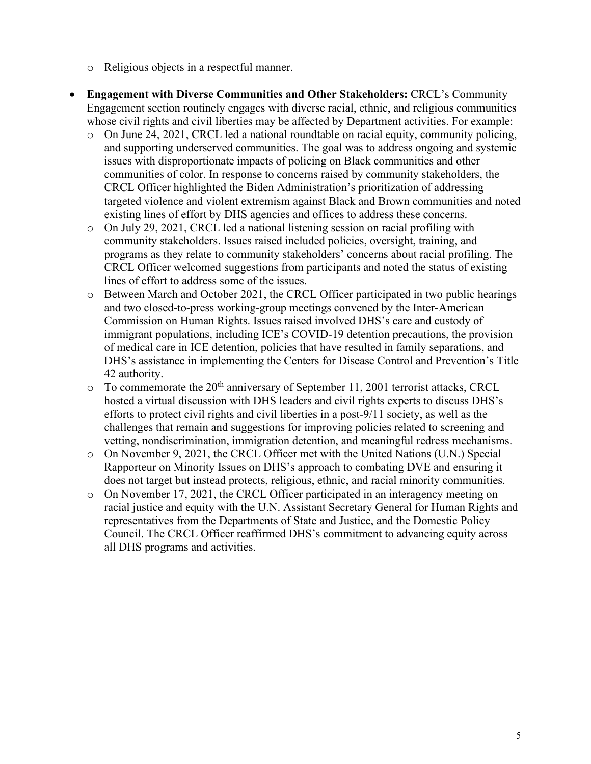- Religious objects in a respectful manner.

- **Engagement with Diverse Communities and Other Stakeholders:** CRCL's Community Engagement section routinely engages with diverse racial, ethnic, and religious communities whose civil rights and civil liberties may be affected by Department activities. For example:
  - On June 24, 2021, CRCL led a national roundtable on racial equity, community policing, and supporting underserved communities. The goal was to address ongoing and systemic issues with disproportionate impacts of policing on Black communities and other communities of color. In response to concerns raised by community stakeholders, the CRCL Officer highlighted the Biden Administration's prioritization of addressing targeted violence and violent extremism against Black and Brown communities and noted existing lines of effort by DHS agencies and offices to address these concerns.
  - On July 29, 2021, CRCL led a national listening session on racial profiling with community stakeholders. Issues raised included policies, oversight, training, and programs as they relate to community stakeholders' concerns about racial profiling. The CRCL Officer welcomed suggestions from participants and noted the status of existing lines of effort to address some of the issues.
  - Between March and October 2021, the CRCL Officer participated in two public hearings and two closed-to-press working-group meetings convened by the Inter-American Commission on Human Rights. Issues raised involved DHS's care and custody of immigrant populations, including ICE's COVID-19 detention precautions, the provision of medical care in ICE detention, policies that have resulted in family separations, and DHS's assistance in implementing the Centers for Disease Control and Prevention's Title 42 authority.
  - To commemorate the 20th anniversary of September 11, 2001 terrorist attacks, CRCL hosted a virtual discussion with DHS leaders and civil rights experts to discuss DHS's efforts to protect civil rights and civil liberties in a post-9/11 society, as well as the challenges that remain and suggestions for improving policies related to screening and vetting, nondiscrimination, immigration detention, and meaningful redress mechanisms.
  - On November 9, 2021, the CRCL Officer met with the United Nations (U.N.) Special Rapporteur on Minority Issues on DHS's approach to combating DVE and ensuring it does not target but instead protects, religious, ethnic, and racial minority communities.
  - On November 17, 2021, the CRCL Officer participated in an interagency meeting on racial justice and equity with the U.N. Assistant Secretary General for Human Rights and representatives from the Departments of State and Justice, and the Domestic Policy Council. The CRCL Officer reaffirmed DHS's commitment to advancing equity across all DHS programs and activities.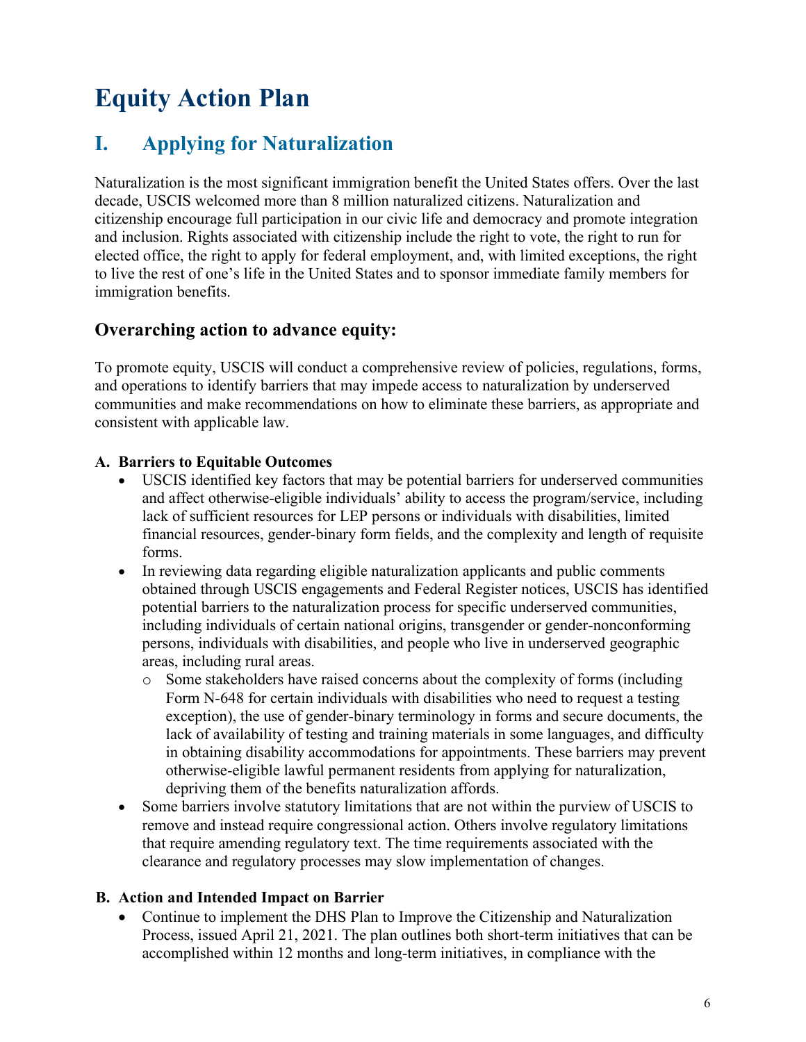# Equity Action Plan

## I. Applying for Naturalization

Naturalization is the most significant immigration benefit the United States offers. Over the last decade, USCIS welcomed more than 8 million naturalized citizens. Naturalization and citizenship encourage full participation in our civic life and democracy and promote integration and inclusion. Rights associated with citizenship include the right to vote, the right to run for elected office, the right to apply for federal employment, and, with limited exceptions, the right to live the rest of one's life in the United States and to sponsor immediate family members for immigration benefits.

### Overarching action to advance equity:

To promote equity, USCIS will conduct a comprehensive review of policies, regulations, forms, and operations to identify barriers that may impede access to naturalization by underserved communities and make recommendations on how to eliminate these barriers, as appropriate and consistent with applicable law.

**A. Barriers to Equitable Outcomes**

- USCIS identified key factors that may be potential barriers for underserved communities and affect otherwise-eligible individuals' ability to access the program/service, including lack of sufficient resources for LEP persons or individuals with disabilities, limited financial resources, gender-binary form fields, and the complexity and length of requisite forms.
- In reviewing data regarding eligible naturalization applicants and public comments obtained through USCIS engagements and Federal Register notices, USCIS has identified potential barriers to the naturalization process for specific underserved communities, including individuals of certain national origins, transgender or gender-nonconforming persons, individuals with disabilities, and people who live in underserved geographic areas, including rural areas.
  - Some stakeholders have raised concerns about the complexity of forms (including Form N-648 for certain individuals with disabilities who need to request a testing exception), the use of gender-binary terminology in forms and secure documents, the lack of availability of testing and training materials in some languages, and difficulty in obtaining disability accommodations for appointments. These barriers may prevent otherwise-eligible lawful permanent residents from applying for naturalization, depriving them of the benefits naturalization affords.
- Some barriers involve statutory limitations that are not within the purview of USCIS to remove and instead require congressional action. Others involve regulatory limitations that require amending regulatory text. The time requirements associated with the clearance and regulatory processes may slow implementation of changes.

**B. Action and Intended Impact on Barrier**

- Continue to implement the DHS Plan to Improve the Citizenship and Naturalization Process, issued April 21, 2021. The plan outlines both short-term initiatives that can be accomplished within 12 months and long-term initiatives, in compliance with the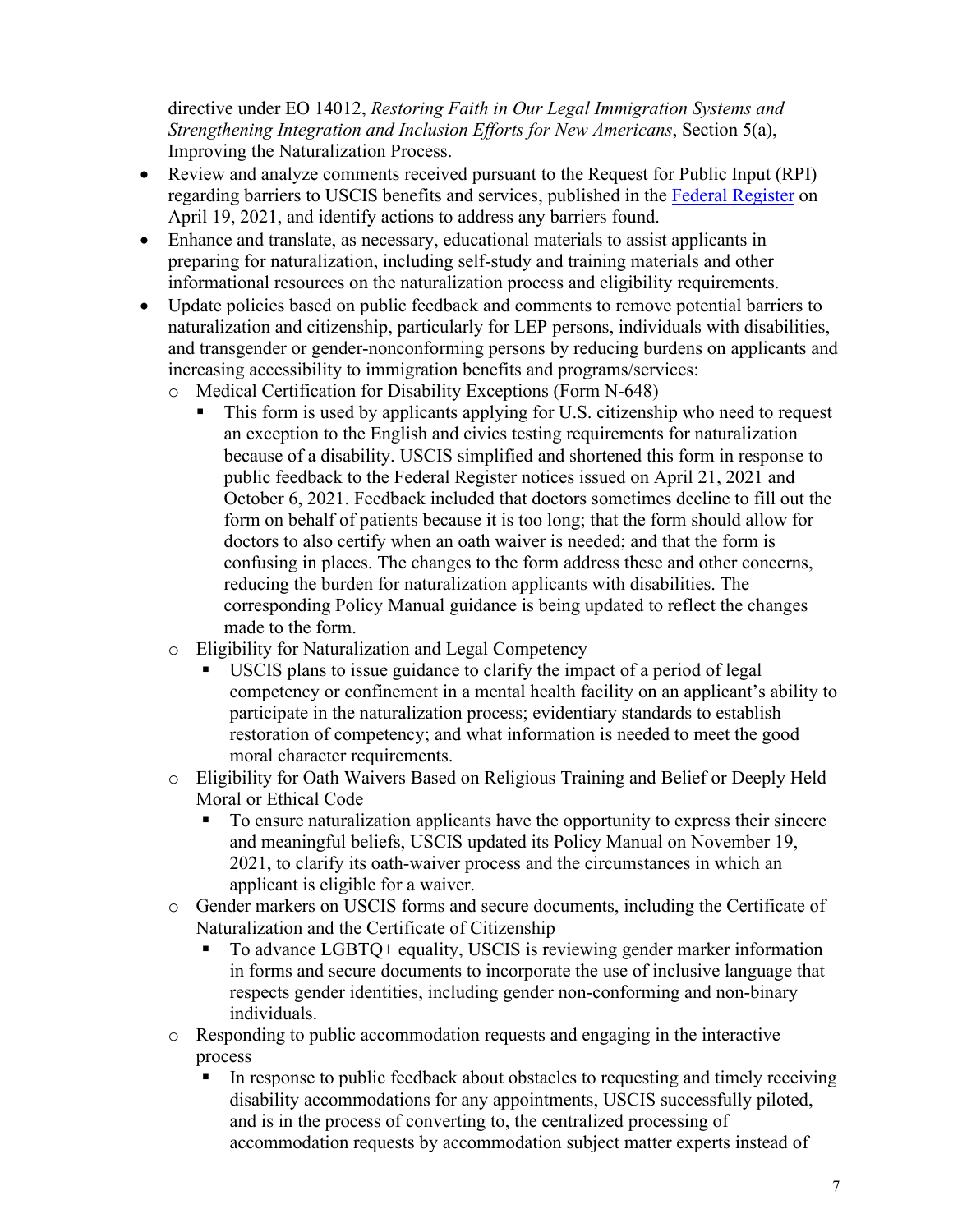directive under EO 14012, *Restoring Faith in Our Legal Immigration Systems and Strengthening Integration and Inclusion Efforts for New Americans*, Section 5(a), Improving the Naturalization Process.

- Review and analyze comments received pursuant to the Request for Public Input (RPI) regarding barriers to USCIS benefits and services, published in the [Federal Register]() on April 19, 2021, and identify actions to address any barriers found.
- Enhance and translate, as necessary, educational materials to assist applicants in preparing for naturalization, including self-study and training materials and other informational resources on the naturalization process and eligibility requirements.
- Update policies based on public feedback and comments to remove potential barriers to naturalization and citizenship, particularly for LEP persons, individuals with disabilities, and transgender or gender-nonconforming persons by reducing burdens on applicants and increasing accessibility to immigration benefits and programs/services:
  - Medical Certification for Disability Exceptions (Form N-648)
    - This form is used by applicants applying for U.S. citizenship who need to request an exception to the English and civics testing requirements for naturalization because of a disability. USCIS simplified and shortened this form in response to public feedback to the Federal Register notices issued on April 21, 2021 and October 6, 2021. Feedback included that doctors sometimes decline to fill out the form on behalf of patients because it is too long; that the form should allow for doctors to also certify when an oath waiver is needed; and that the form is confusing in places. The changes to the form address these and other concerns, reducing the burden for naturalization applicants with disabilities. The corresponding Policy Manual guidance is being updated to reflect the changes made to the form.
  - Eligibility for Naturalization and Legal Competency
    - USCIS plans to issue guidance to clarify the impact of a period of legal competency or confinement in a mental health facility on an applicant's ability to participate in the naturalization process; evidentiary standards to establish restoration of competency; and what information is needed to meet the good moral character requirements.
  - Eligibility for Oath Waivers Based on Religious Training and Belief or Deeply Held Moral or Ethical Code
    - To ensure naturalization applicants have the opportunity to express their sincere and meaningful beliefs, USCIS updated its Policy Manual on November 19, 2021, to clarify its oath-waiver process and the circumstances in which an applicant is eligible for a waiver.
  - Gender markers on USCIS forms and secure documents, including the Certificate of Naturalization and the Certificate of Citizenship
    - To advance LGBTQ+ equality, USCIS is reviewing gender marker information in forms and secure documents to incorporate the use of inclusive language that respects gender identities, including gender non-conforming and non-binary individuals.
  - Responding to public accommodation requests and engaging in the interactive process
    - In response to public feedback about obstacles to requesting and timely receiving disability accommodations for any appointments, USCIS successfully piloted, and is in the process of converting to, the centralized processing of accommodation requests by accommodation subject matter experts instead of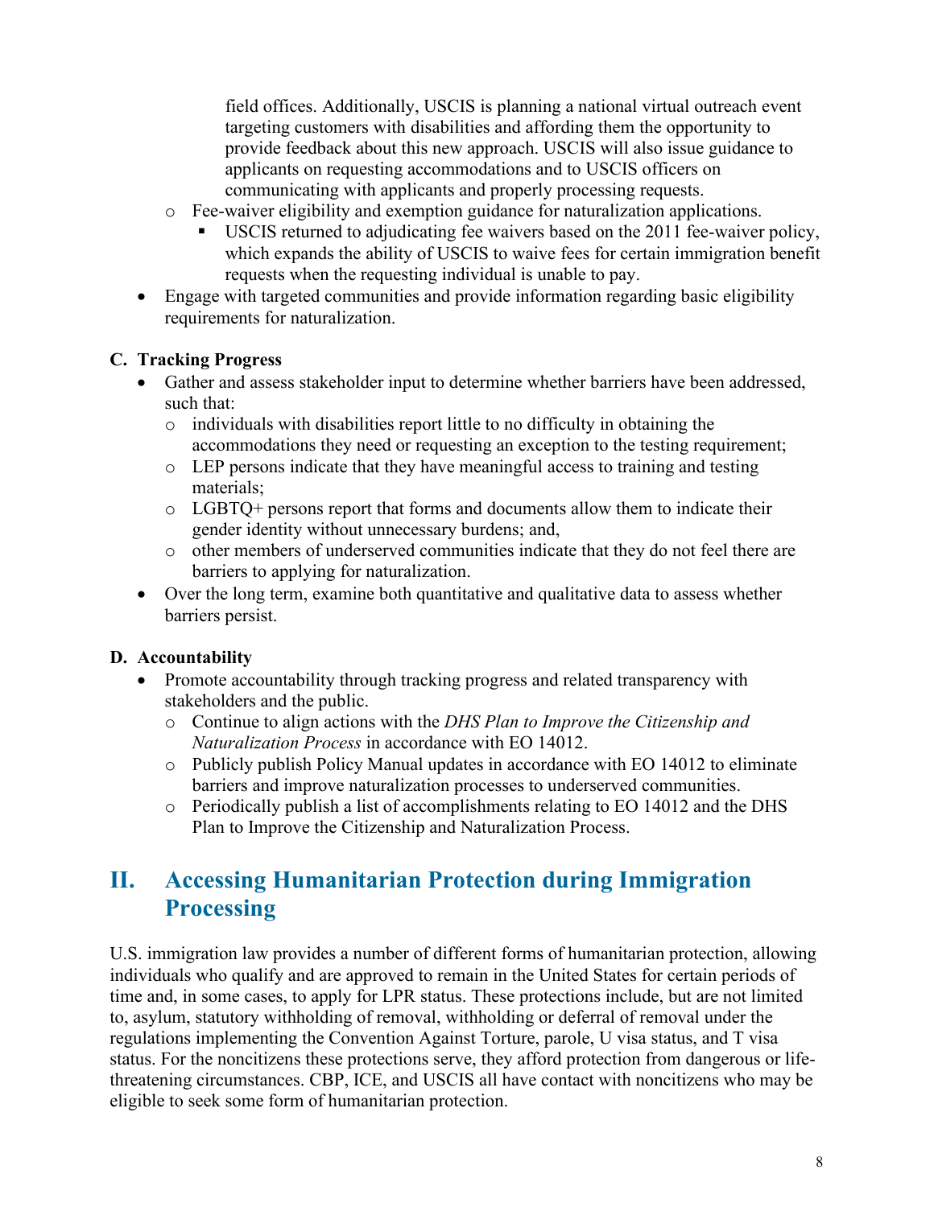field offices. Additionally, USCIS is planning a national virtual outreach event targeting customers with disabilities and affording them the opportunity to provide feedback about this new approach. USCIS will also issue guidance to applicants on requesting accommodations and to USCIS officers on communicating with applicants and properly processing requests.
  - Fee-waiver eligibility and exemption guidance for naturalization applications.
    - USCIS returned to adjudicating fee waivers based on the 2011 fee-waiver policy, which expands the ability of USCIS to waive fees for certain immigration benefit requests when the requesting individual is unable to pay.
- Engage with targeted communities and provide information regarding basic eligibility requirements for naturalization.

### C. Tracking Progress

- Gather and assess stakeholder input to determine whether barriers have been addressed, such that:
  - individuals with disabilities report little to no difficulty in obtaining the accommodations they need or requesting an exception to the testing requirement;
  - LEP persons indicate that they have meaningful access to training and testing materials;
  - LGBTQ+ persons report that forms and documents allow them to indicate their gender identity without unnecessary burdens; and,
  - other members of underserved communities indicate that they do not feel there are barriers to applying for naturalization.
- Over the long term, examine both quantitative and qualitative data to assess whether barriers persist.

### D. Accountability

- Promote accountability through tracking progress and related transparency with stakeholders and the public.
  - Continue to align actions with the *DHS Plan to Improve the Citizenship and Naturalization Process* in accordance with EO 14012.
  - Publicly publish Policy Manual updates in accordance with EO 14012 to eliminate barriers and improve naturalization processes to underserved communities.
  - Periodically publish a list of accomplishments relating to EO 14012 and the DHS Plan to Improve the Citizenship and Naturalization Process.

## II. Accessing Humanitarian Protection during Immigration Processing

U.S. immigration law provides a number of different forms of humanitarian protection, allowing individuals who qualify and are approved to remain in the United States for certain periods of time and, in some cases, to apply for LPR status. These protections include, but are not limited to, asylum, statutory withholding of removal, withholding or deferral of removal under the regulations implementing the Convention Against Torture, parole, U visa status, and T visa status. For the noncitizens these protections serve, they afford protection from dangerous or life-threatening circumstances. CBP, ICE, and USCIS all have contact with noncitizens who may be eligible to seek some form of humanitarian protection.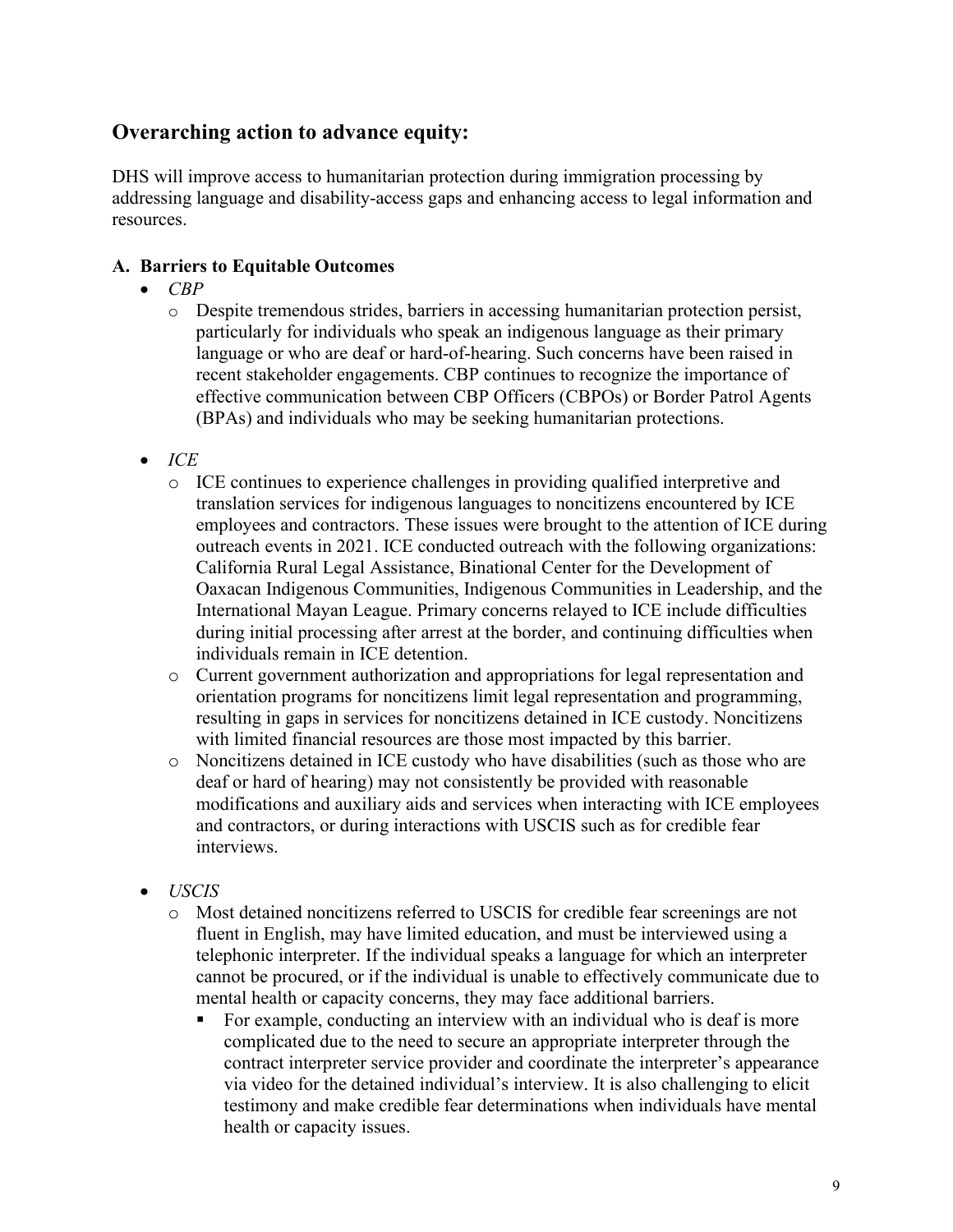## Overarching action to advance equity:

DHS will improve access to humanitarian protection during immigration processing by addressing language and disability-access gaps and enhancing access to legal information and resources.

### A. Barriers to Equitable Outcomes

- *CBP*
  - Despite tremendous strides, barriers in accessing humanitarian protection persist, particularly for individuals who speak an indigenous language as their primary language or who are deaf or hard-of-hearing. Such concerns have been raised in recent stakeholder engagements. CBP continues to recognize the importance of effective communication between CBP Officers (CBPOs) or Border Patrol Agents (BPAs) and individuals who may be seeking humanitarian protections.
- *ICE*
  - ICE continues to experience challenges in providing qualified interpretive and translation services for indigenous languages to noncitizens encountered by ICE employees and contractors. These issues were brought to the attention of ICE during outreach events in 2021. ICE conducted outreach with the following organizations: California Rural Legal Assistance, Binational Center for the Development of Oaxacan Indigenous Communities, Indigenous Communities in Leadership, and the International Mayan League. Primary concerns relayed to ICE include difficulties during initial processing after arrest at the border, and continuing difficulties when individuals remain in ICE detention.
  - Current government authorization and appropriations for legal representation and orientation programs for noncitizens limit legal representation and programming, resulting in gaps in services for noncitizens detained in ICE custody. Noncitizens with limited financial resources are those most impacted by this barrier.
  - Noncitizens detained in ICE custody who have disabilities (such as those who are deaf or hard of hearing) may not consistently be provided with reasonable modifications and auxiliary aids and services when interacting with ICE employees and contractors, or during interactions with USCIS such as for credible fear interviews.
- *USCIS*
  - Most detained noncitizens referred to USCIS for credible fear screenings are not fluent in English, may have limited education, and must be interviewed using a telephonic interpreter. If the individual speaks a language for which an interpreter cannot be procured, or if the individual is unable to effectively communicate due to mental health or capacity concerns, they may face additional barriers.
    - For example, conducting an interview with an individual who is deaf is more complicated due to the need to secure an appropriate interpreter through the contract interpreter service provider and coordinate the interpreter's appearance via video for the detained individual's interview. It is also challenging to elicit testimony and make credible fear determinations when individuals have mental health or capacity issues.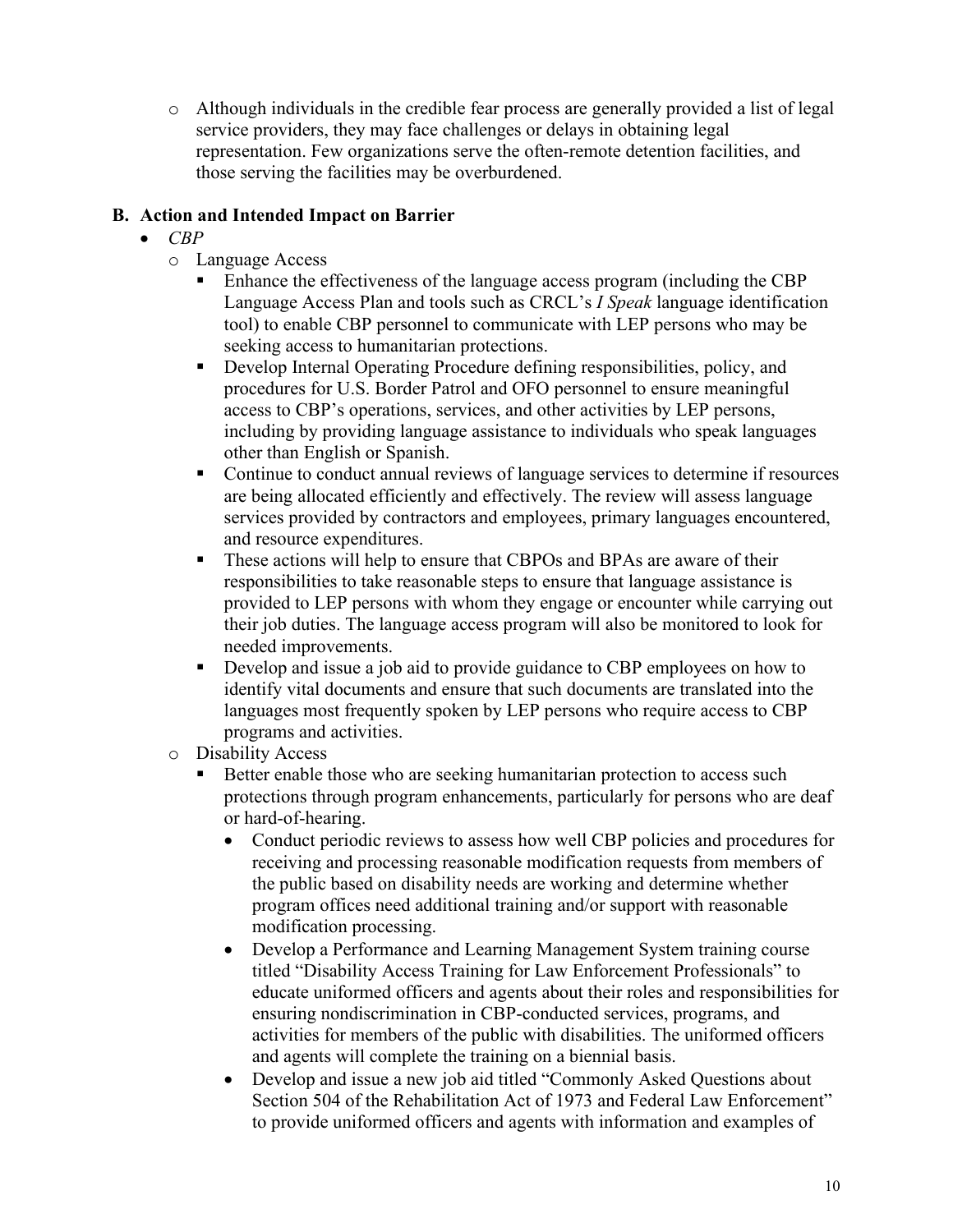- Although individuals in the credible fear process are generally provided a list of legal service providers, they may face challenges or delays in obtaining legal representation. Few organizations serve the often-remote detention facilities, and those serving the facilities may be overburdened.

### B. Action and Intended Impact on Barrier

- *CBP*
  - Language Access
    - Enhance the effectiveness of the language access program (including the CBP Language Access Plan and tools such as CRCL's *I Speak* language identification tool) to enable CBP personnel to communicate with LEP persons who may be seeking access to humanitarian protections.
    - Develop Internal Operating Procedure defining responsibilities, policy, and procedures for U.S. Border Patrol and OFO personnel to ensure meaningful access to CBP's operations, services, and other activities by LEP persons, including by providing language assistance to individuals who speak languages other than English or Spanish.
    - Continue to conduct annual reviews of language services to determine if resources are being allocated efficiently and effectively. The review will assess language services provided by contractors and employees, primary languages encountered, and resource expenditures.
    - These actions will help to ensure that CBPOs and BPAs are aware of their responsibilities to take reasonable steps to ensure that language assistance is provided to LEP persons with whom they engage or encounter while carrying out their job duties. The language access program will also be monitored to look for needed improvements.
    - Develop and issue a job aid to provide guidance to CBP employees on how to identify vital documents and ensure that such documents are translated into the languages most frequently spoken by LEP persons who require access to CBP programs and activities.
  - Disability Access
    - Better enable those who are seeking humanitarian protection to access such protections through program enhancements, particularly for persons who are deaf or hard-of-hearing.
      - Conduct periodic reviews to assess how well CBP policies and procedures for receiving and processing reasonable modification requests from members of the public based on disability needs are working and determine whether program offices need additional training and/or support with reasonable modification processing.
      - Develop a Performance and Learning Management System training course titled "Disability Access Training for Law Enforcement Professionals" to educate uniformed officers and agents about their roles and responsibilities for ensuring nondiscrimination in CBP-conducted services, programs, and activities for members of the public with disabilities. The uniformed officers and agents will complete the training on a biennial basis.
      - Develop and issue a new job aid titled "Commonly Asked Questions about Section 504 of the Rehabilitation Act of 1973 and Federal Law Enforcement" to provide uniformed officers and agents with information and examples of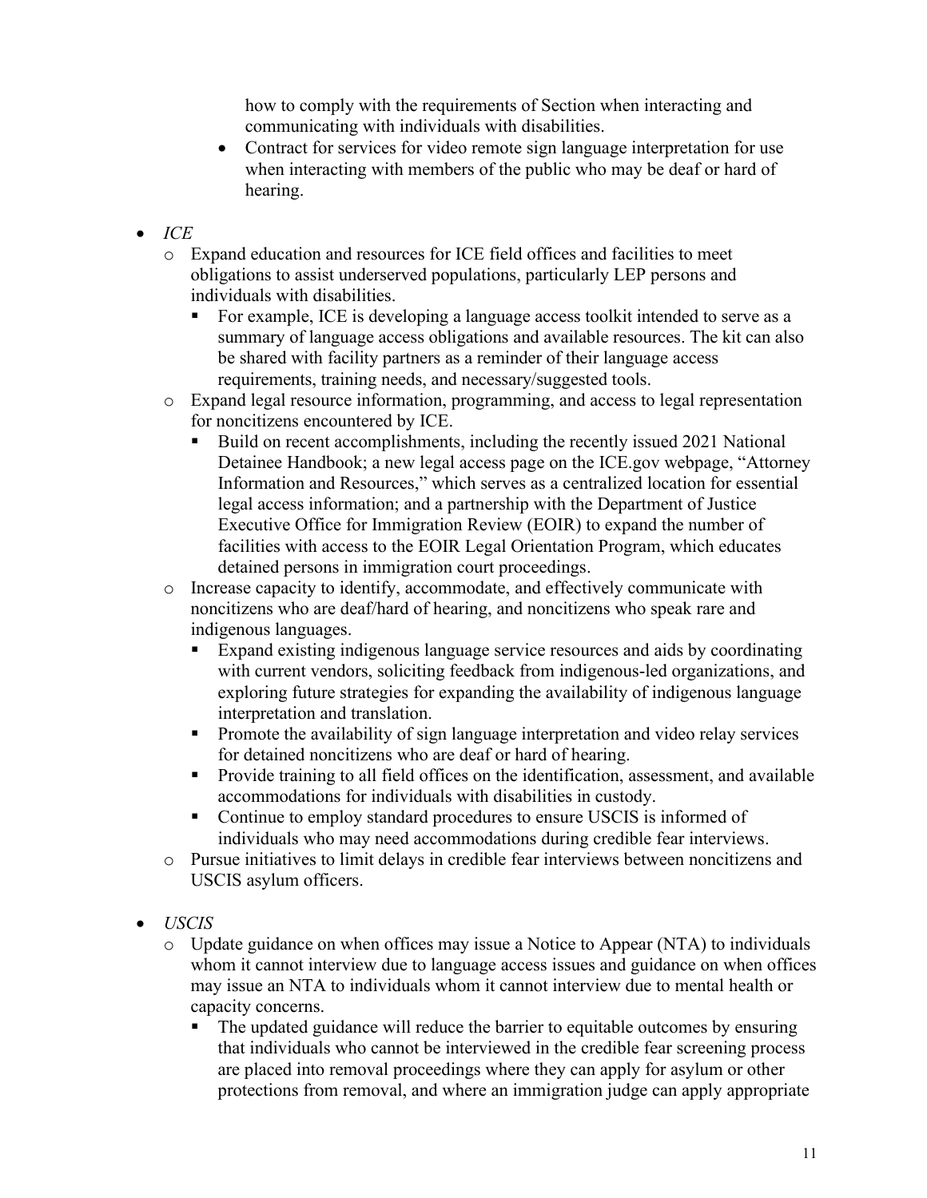how to comply with the requirements of Section when interacting and communicating with individuals with disabilities.
  - Contract for services for video remote sign language interpretation for use when interacting with members of the public who may be deaf or hard of hearing.

- *ICE*
  - Expand education and resources for ICE field offices and facilities to meet obligations to assist underserved populations, particularly LEP persons and individuals with disabilities.
    - For example, ICE is developing a language access toolkit intended to serve as a summary of language access obligations and available resources. The kit can also be shared with facility partners as a reminder of their language access requirements, training needs, and necessary/suggested tools.
  - Expand legal resource information, programming, and access to legal representation for noncitizens encountered by ICE.
    - Build on recent accomplishments, including the recently issued 2021 National Detainee Handbook; a new legal access page on the ICE.gov webpage, "Attorney Information and Resources," which serves as a centralized location for essential legal access information; and a partnership with the Department of Justice Executive Office for Immigration Review (EOIR) to expand the number of facilities with access to the EOIR Legal Orientation Program, which educates detained persons in immigration court proceedings.
  - Increase capacity to identify, accommodate, and effectively communicate with noncitizens who are deaf/hard of hearing, and noncitizens who speak rare and indigenous languages.
    - Expand existing indigenous language service resources and aids by coordinating with current vendors, soliciting feedback from indigenous-led organizations, and exploring future strategies for expanding the availability of indigenous language interpretation and translation.
    - Promote the availability of sign language interpretation and video relay services for detained noncitizens who are deaf or hard of hearing.
    - Provide training to all field offices on the identification, assessment, and available accommodations for individuals with disabilities in custody.
    - Continue to employ standard procedures to ensure USCIS is informed of individuals who may need accommodations during credible fear interviews.
  - Pursue initiatives to limit delays in credible fear interviews between noncitizens and USCIS asylum officers.

- *USCIS*
  - Update guidance on when offices may issue a Notice to Appear (NTA) to individuals whom it cannot interview due to language access issues and guidance on when offices may issue an NTA to individuals whom it cannot interview due to mental health or capacity concerns.
    - The updated guidance will reduce the barrier to equitable outcomes by ensuring that individuals who cannot be interviewed in the credible fear screening process are placed into removal proceedings where they can apply for asylum or other protections from removal, and where an immigration judge can apply appropriate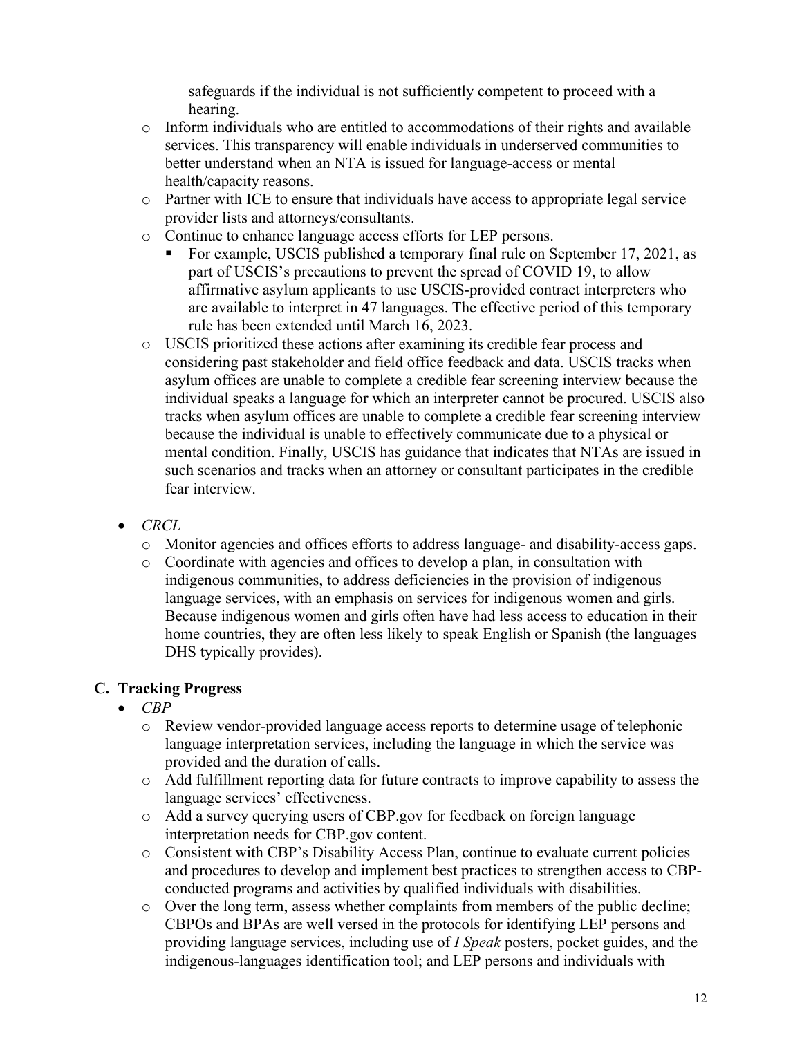safeguards if the individual is not sufficiently competent to proceed with a hearing.

- Inform individuals who are entitled to accommodations of their rights and available services. This transparency will enable individuals in underserved communities to better understand when an NTA is issued for language-access or mental health/capacity reasons.
- Partner with ICE to ensure that individuals have access to appropriate legal service provider lists and attorneys/consultants.
- Continue to enhance language access efforts for LEP persons.
  - For example, USCIS published a temporary final rule on September 17, 2021, as part of USCIS's precautions to prevent the spread of COVID 19, to allow affirmative asylum applicants to use USCIS-provided contract interpreters who are available to interpret in 47 languages. The effective period of this temporary rule has been extended until March 16, 2023.
- USCIS prioritized these actions after examining its credible fear process and considering past stakeholder and field office feedback and data. USCIS tracks when asylum offices are unable to complete a credible fear screening interview because the individual speaks a language for which an interpreter cannot be procured. USCIS also tracks when asylum offices are unable to complete a credible fear screening interview because the individual is unable to effectively communicate due to a physical or mental condition. Finally, USCIS has guidance that indicates that NTAs are issued in such scenarios and tracks when an attorney or consultant participates in the credible fear interview.

- *CRCL*
  - Monitor agencies and offices efforts to address language- and disability-access gaps.
  - Coordinate with agencies and offices to develop a plan, in consultation with indigenous communities, to address deficiencies in the provision of indigenous language services, with an emphasis on services for indigenous women and girls. Because indigenous women and girls often have had less access to education in their home countries, they are often less likely to speak English or Spanish (the languages DHS typically provides).

## C. Tracking Progress

- *CBP*
  - Review vendor-provided language access reports to determine usage of telephonic language interpretation services, including the language in which the service was provided and the duration of calls.
  - Add fulfillment reporting data for future contracts to improve capability to assess the language services' effectiveness.
  - Add a survey querying users of CBP.gov for feedback on foreign language interpretation needs for CBP.gov content.
  - Consistent with CBP's Disability Access Plan, continue to evaluate current policies and procedures to develop and implement best practices to strengthen access to CBP-conducted programs and activities by qualified individuals with disabilities.
  - Over the long term, assess whether complaints from members of the public decline; CBPOs and BPAs are well versed in the protocols for identifying LEP persons and providing language services, including use of *I Speak* posters, pocket guides, and the indigenous-languages identification tool; and LEP persons and individuals with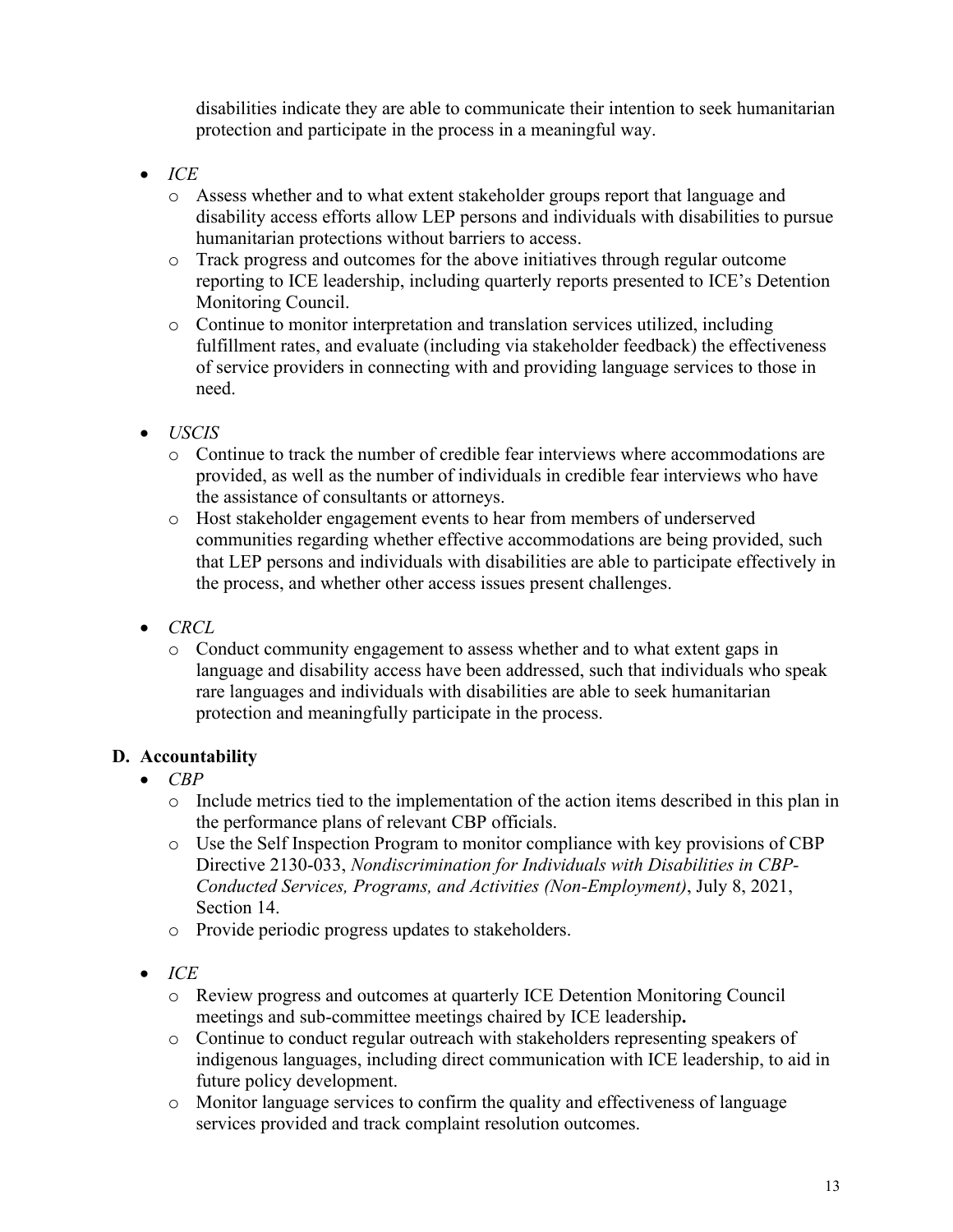disabilities indicate they are able to communicate their intention to seek humanitarian protection and participate in the process in a meaningful way.

- *ICE*
  - Assess whether and to what extent stakeholder groups report that language and disability access efforts allow LEP persons and individuals with disabilities to pursue humanitarian protections without barriers to access.
  - Track progress and outcomes for the above initiatives through regular outcome reporting to ICE leadership, including quarterly reports presented to ICE's Detention Monitoring Council.
  - Continue to monitor interpretation and translation services utilized, including fulfillment rates, and evaluate (including via stakeholder feedback) the effectiveness of service providers in connecting with and providing language services to those in need.

- *USCIS*
  - Continue to track the number of credible fear interviews where accommodations are provided, as well as the number of individuals in credible fear interviews who have the assistance of consultants or attorneys.
  - Host stakeholder engagement events to hear from members of underserved communities regarding whether effective accommodations are being provided, such that LEP persons and individuals with disabilities are able to participate effectively in the process, and whether other access issues present challenges.

- *CRCL*
  - Conduct community engagement to assess whether and to what extent gaps in language and disability access have been addressed, such that individuals who speak rare languages and individuals with disabilities are able to seek humanitarian protection and meaningfully participate in the process.

### D. Accountability

- *CBP*
  - Include metrics tied to the implementation of the action items described in this plan in the performance plans of relevant CBP officials.
  - Use the Self Inspection Program to monitor compliance with key provisions of CBP Directive 2130-033, *Nondiscrimination for Individuals with Disabilities in CBP-Conducted Services, Programs, and Activities (Non-Employment)*, July 8, 2021, Section 14.
  - Provide periodic progress updates to stakeholders.

- *ICE*
  - Review progress and outcomes at quarterly ICE Detention Monitoring Council meetings and sub-committee meetings chaired by ICE leadership**.**
  - Continue to conduct regular outreach with stakeholders representing speakers of indigenous languages, including direct communication with ICE leadership, to aid in future policy development.
  - Monitor language services to confirm the quality and effectiveness of language services provided and track complaint resolution outcomes.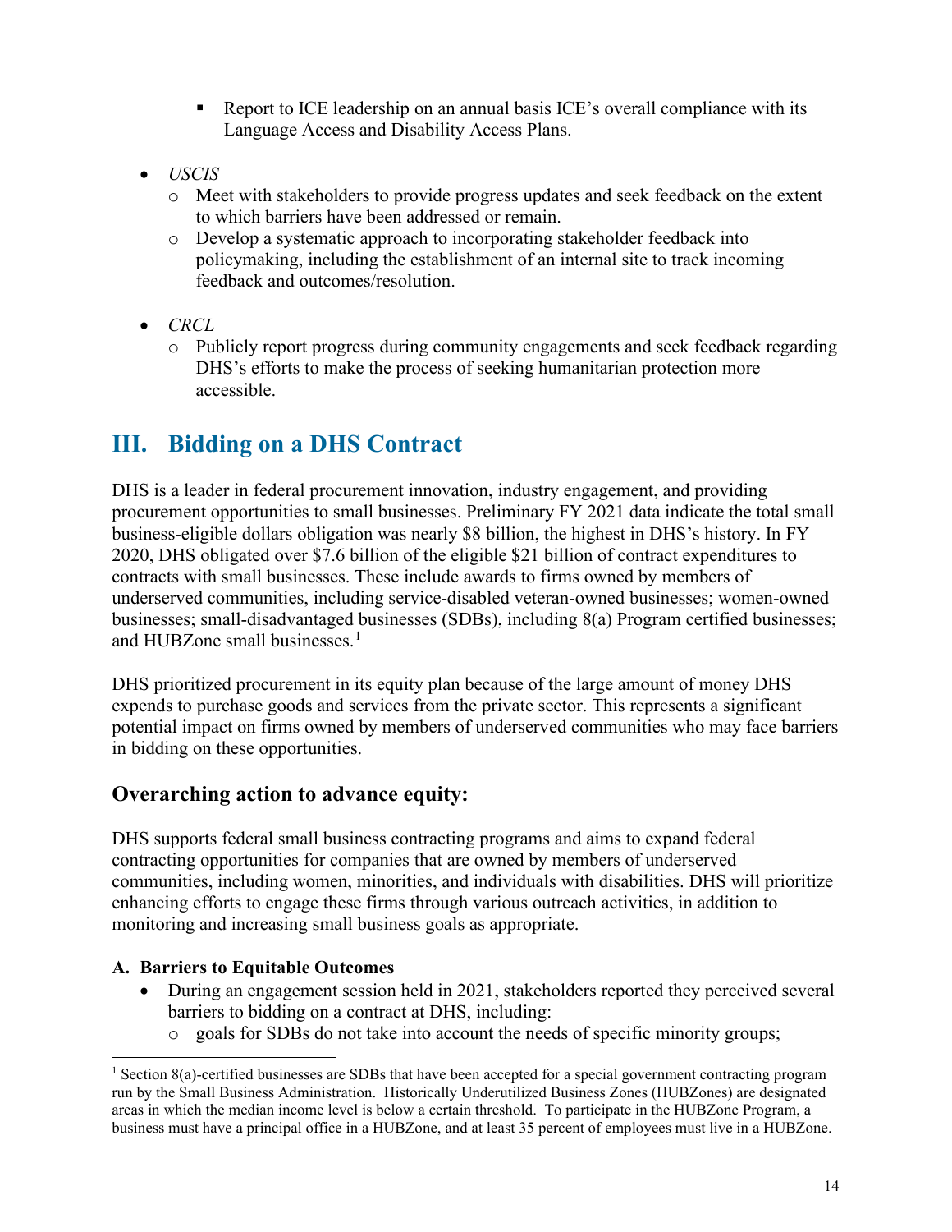- Report to ICE leadership on an annual basis ICE's overall compliance with its Language Access and Disability Access Plans.

- *USCIS*
  - Meet with stakeholders to provide progress updates and seek feedback on the extent to which barriers have been addressed or remain.
  - Develop a systematic approach to incorporating stakeholder feedback into policymaking, including the establishment of an internal site to track incoming feedback and outcomes/resolution.

- *CRCL*
  - Publicly report progress during community engagements and seek feedback regarding DHS's efforts to make the process of seeking humanitarian protection more accessible.

# III. Bidding on a DHS Contract

DHS is a leader in federal procurement innovation, industry engagement, and providing procurement opportunities to small businesses. Preliminary FY 2021 data indicate the total small business-eligible dollars obligation was nearly $8 billion, the highest in DHS's history. In FY 2020, DHS obligated over $7.6 billion of the eligible $21 billion of contract expenditures to contracts with small businesses. These include awards to firms owned by members of underserved communities, including service-disabled veteran-owned businesses; women-owned businesses; small-disadvantaged businesses (SDBs), including 8(a) Program certified businesses; and HUBZone small businesses.[1]

DHS prioritized procurement in its equity plan because of the large amount of money DHS expends to purchase goods and services from the private sector. This represents a significant potential impact on firms owned by members of underserved communities who may face barriers in bidding on these opportunities.

## Overarching action to advance equity:

DHS supports federal small business contracting programs and aims to expand federal contracting opportunities for companies that are owned by members of underserved communities, including women, minorities, and individuals with disabilities. DHS will prioritize enhancing efforts to engage these firms through various outreach activities, in addition to monitoring and increasing small business goals as appropriate.

### A. Barriers to Equitable Outcomes

- During an engagement session held in 2021, stakeholders reported they perceived several barriers to bidding on a contract at DHS, including:
  - goals for SDBs do not take into account the needs of specific minority groups;

[1] Section 8(a)-certified businesses are SDBs that have been accepted for a special government contracting program run by the Small Business Administration. Historically Underutilized Business Zones (HUBZones) are designated areas in which the median income level is below a certain threshold. To participate in the HUBZone Program, a business must have a principal office in a HUBZone, and at least 35 percent of employees must live in a HUBZone.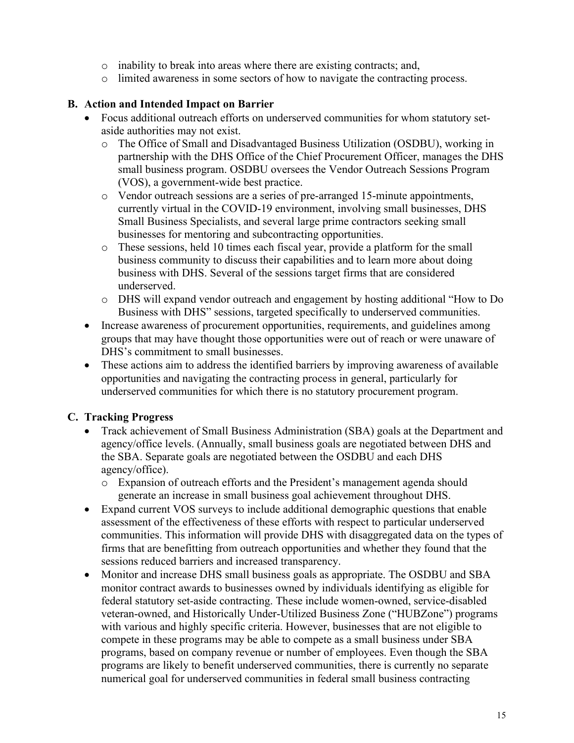- inability to break into areas where there are existing contracts; and,
- limited awareness in some sectors of how to navigate the contracting process.

### B. Action and Intended Impact on Barrier

- Focus additional outreach efforts on underserved communities for whom statutory set-aside authorities may not exist.
  - The Office of Small and Disadvantaged Business Utilization (OSDBU), working in partnership with the DHS Office of the Chief Procurement Officer, manages the DHS small business program. OSDBU oversees the Vendor Outreach Sessions Program (VOS), a government-wide best practice.
  - Vendor outreach sessions are a series of pre-arranged 15-minute appointments, currently virtual in the COVID-19 environment, involving small businesses, DHS Small Business Specialists, and several large prime contractors seeking small businesses for mentoring and subcontracting opportunities.
  - These sessions, held 10 times each fiscal year, provide a platform for the small business community to discuss their capabilities and to learn more about doing business with DHS. Several of the sessions target firms that are considered underserved.
  - DHS will expand vendor outreach and engagement by hosting additional "How to Do Business with DHS" sessions, targeted specifically to underserved communities.
- Increase awareness of procurement opportunities, requirements, and guidelines among groups that may have thought those opportunities were out of reach or were unaware of DHS's commitment to small businesses.
- These actions aim to address the identified barriers by improving awareness of available opportunities and navigating the contracting process in general, particularly for underserved communities for which there is no statutory procurement program.

### C. Tracking Progress

- Track achievement of Small Business Administration (SBA) goals at the Department and agency/office levels. (Annually, small business goals are negotiated between DHS and the SBA. Separate goals are negotiated between the OSDBU and each DHS agency/office).
  - Expansion of outreach efforts and the President's management agenda should generate an increase in small business goal achievement throughout DHS.
- Expand current VOS surveys to include additional demographic questions that enable assessment of the effectiveness of these efforts with respect to particular underserved communities. This information will provide DHS with disaggregated data on the types of firms that are benefitting from outreach opportunities and whether they found that the sessions reduced barriers and increased transparency.
- Monitor and increase DHS small business goals as appropriate. The OSDBU and SBA monitor contract awards to businesses owned by individuals identifying as eligible for federal statutory set-aside contracting. These include women-owned, service-disabled veteran-owned, and Historically Under-Utilized Business Zone ("HUBZone") programs with various and highly specific criteria. However, businesses that are not eligible to compete in these programs may be able to compete as a small business under SBA programs, based on company revenue or number of employees. Even though the SBA programs are likely to benefit underserved communities, there is currently no separate numerical goal for underserved communities in federal small business contracting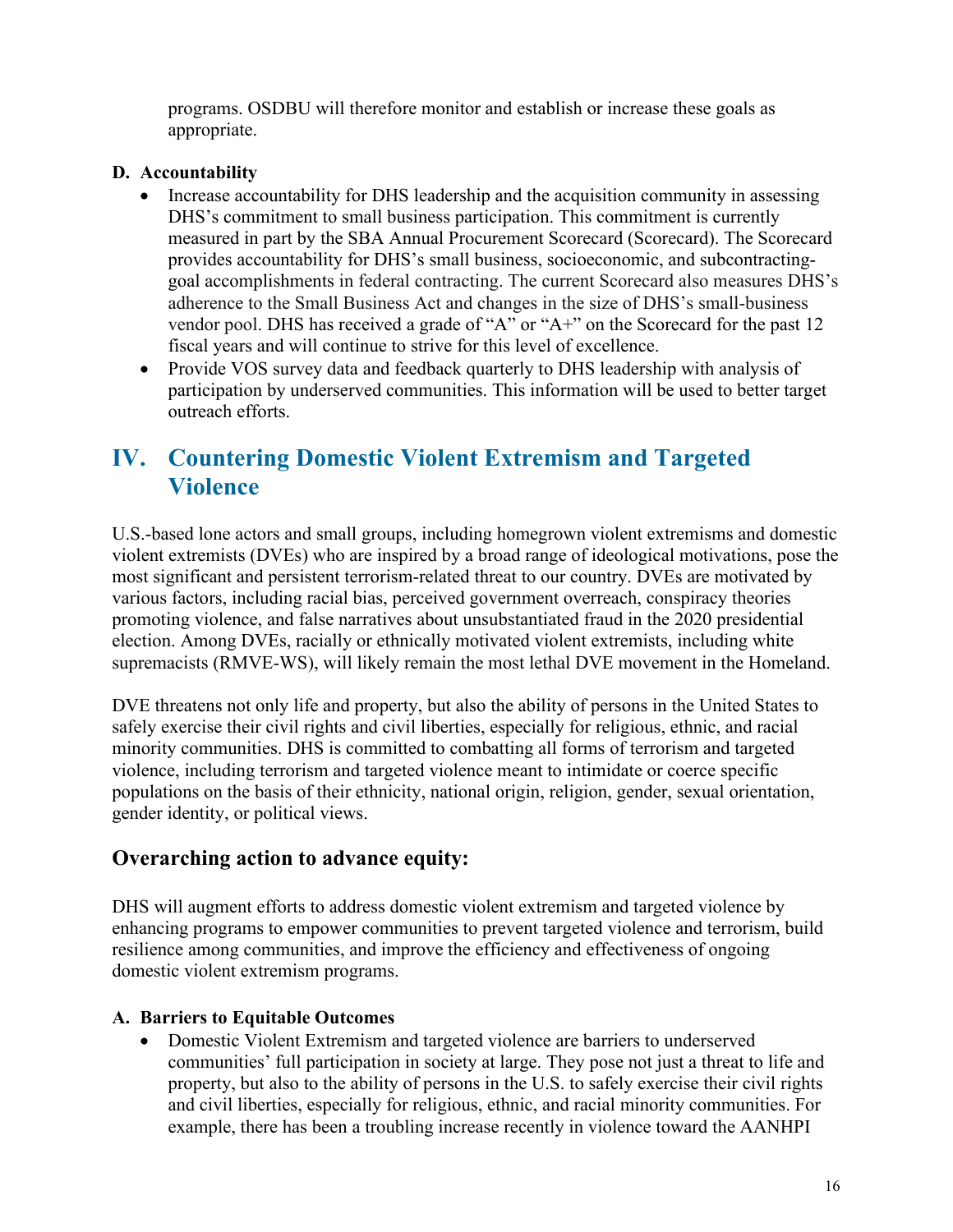programs. OSDBU will therefore monitor and establish or increase these goals as appropriate.

**D. Accountability**

- Increase accountability for DHS leadership and the acquisition community in assessing DHS's commitment to small business participation. This commitment is currently measured in part by the SBA Annual Procurement Scorecard (Scorecard). The Scorecard provides accountability for DHS's small business, socioeconomic, and subcontracting-goal accomplishments in federal contracting. The current Scorecard also measures DHS's adherence to the Small Business Act and changes in the size of DHS's small-business vendor pool. DHS has received a grade of "A" or "A+" on the Scorecard for the past 12 fiscal years and will continue to strive for this level of excellence.
- Provide VOS survey data and feedback quarterly to DHS leadership with analysis of participation by underserved communities. This information will be used to better target outreach efforts.

## IV. Countering Domestic Violent Extremism and Targeted Violence

U.S.-based lone actors and small groups, including homegrown violent extremisms and domestic violent extremists (DVEs) who are inspired by a broad range of ideological motivations, pose the most significant and persistent terrorism-related threat to our country. DVEs are motivated by various factors, including racial bias, perceived government overreach, conspiracy theories promoting violence, and false narratives about unsubstantiated fraud in the 2020 presidential election. Among DVEs, racially or ethnically motivated violent extremists, including white supremacists (RMVE-WS), will likely remain the most lethal DVE movement in the Homeland.

DVE threatens not only life and property, but also the ability of persons in the United States to safely exercise their civil rights and civil liberties, especially for religious, ethnic, and racial minority communities. DHS is committed to combatting all forms of terrorism and targeted violence, including terrorism and targeted violence meant to intimidate or coerce specific populations on the basis of their ethnicity, national origin, religion, gender, sexual orientation, gender identity, or political views.

### Overarching action to advance equity:

DHS will augment efforts to address domestic violent extremism and targeted violence by enhancing programs to empower communities to prevent targeted violence and terrorism, build resilience among communities, and improve the efficiency and effectiveness of ongoing domestic violent extremism programs.

**A. Barriers to Equitable Outcomes**

- Domestic Violent Extremism and targeted violence are barriers to underserved communities' full participation in society at large. They pose not just a threat to life and property, but also to the ability of persons in the U.S. to safely exercise their civil rights and civil liberties, especially for religious, ethnic, and racial minority communities. For example, there has been a troubling increase recently in violence toward the AANHPI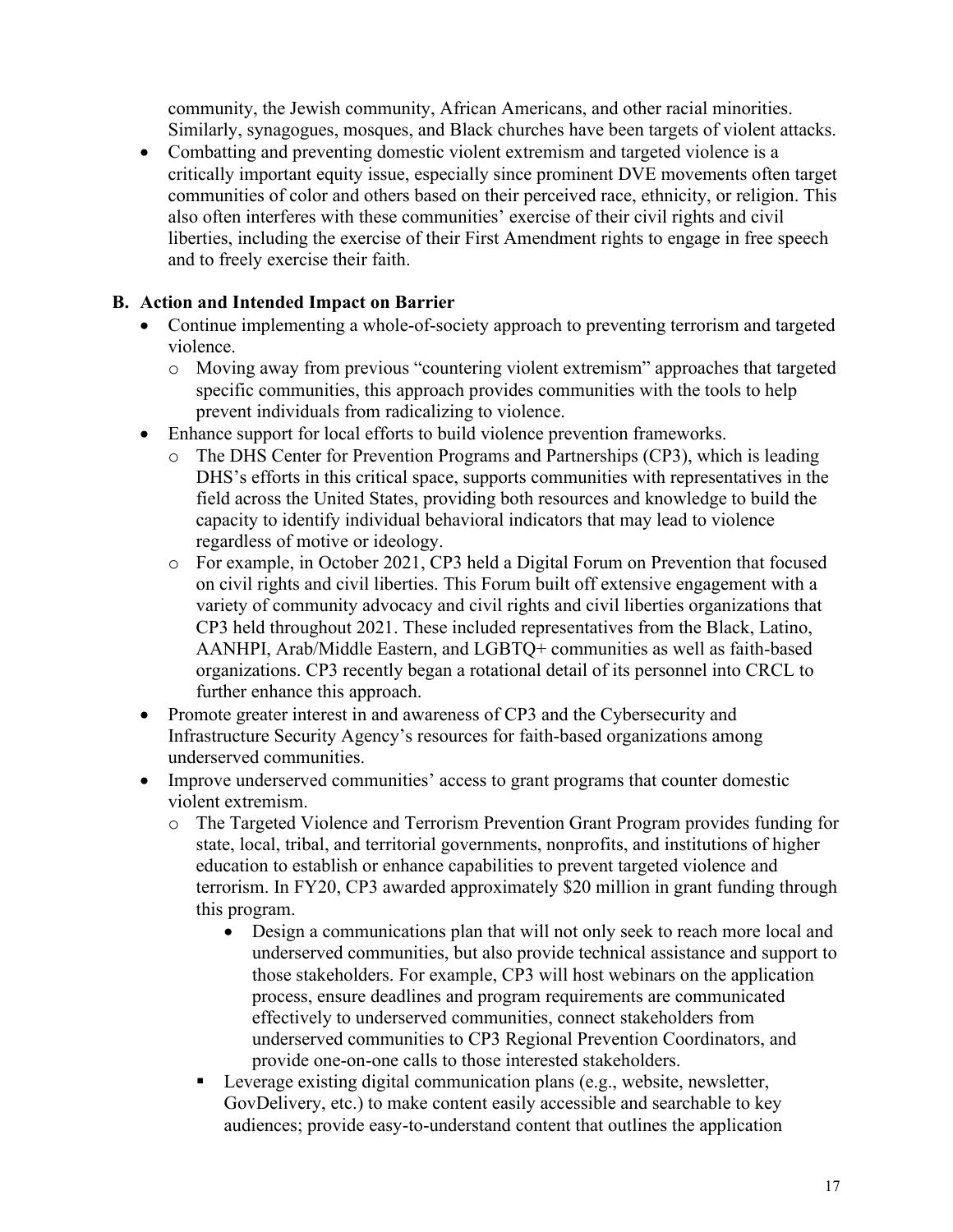community, the Jewish community, African Americans, and other racial minorities. Similarly, synagogues, mosques, and Black churches have been targets of violent attacks.

- Combatting and preventing domestic violent extremism and targeted violence is a critically important equity issue, especially since prominent DVE movements often target communities of color and others based on their perceived race, ethnicity, or religion. This also often interferes with these communities' exercise of their civil rights and civil liberties, including the exercise of their First Amendment rights to engage in free speech and to freely exercise their faith.

### B. Action and Intended Impact on Barrier

- Continue implementing a whole-of-society approach to preventing terrorism and targeted violence.
  - Moving away from previous "countering violent extremism" approaches that targeted specific communities, this approach provides communities with the tools to help prevent individuals from radicalizing to violence.
- Enhance support for local efforts to build violence prevention frameworks.
  - The DHS Center for Prevention Programs and Partnerships (CP3), which is leading DHS's efforts in this critical space, supports communities with representatives in the field across the United States, providing both resources and knowledge to build the capacity to identify individual behavioral indicators that may lead to violence regardless of motive or ideology.
  - For example, in October 2021, CP3 held a Digital Forum on Prevention that focused on civil rights and civil liberties. This Forum built off extensive engagement with a variety of community advocacy and civil rights and civil liberties organizations that CP3 held throughout 2021. These included representatives from the Black, Latino, AANHPI, Arab/Middle Eastern, and LGBTQ+ communities as well as faith-based organizations. CP3 recently began a rotational detail of its personnel into CRCL to further enhance this approach.
- Promote greater interest in and awareness of CP3 and the Cybersecurity and Infrastructure Security Agency's resources for faith-based organizations among underserved communities.
- Improve underserved communities' access to grant programs that counter domestic violent extremism.
  - The Targeted Violence and Terrorism Prevention Grant Program provides funding for state, local, tribal, and territorial governments, nonprofits, and institutions of higher education to establish or enhance capabilities to prevent targeted violence and terrorism. In FY20, CP3 awarded approximately $20 million in grant funding through this program.
    - Design a communications plan that will not only seek to reach more local and underserved communities, but also provide technical assistance and support to those stakeholders. For example, CP3 will host webinars on the application process, ensure deadlines and program requirements are communicated effectively to underserved communities, connect stakeholders from underserved communities to CP3 Regional Prevention Coordinators, and provide one-on-one calls to those interested stakeholders.
    - Leverage existing digital communication plans (e.g., website, newsletter, GovDelivery, etc.) to make content easily accessible and searchable to key audiences; provide easy-to-understand content that outlines the application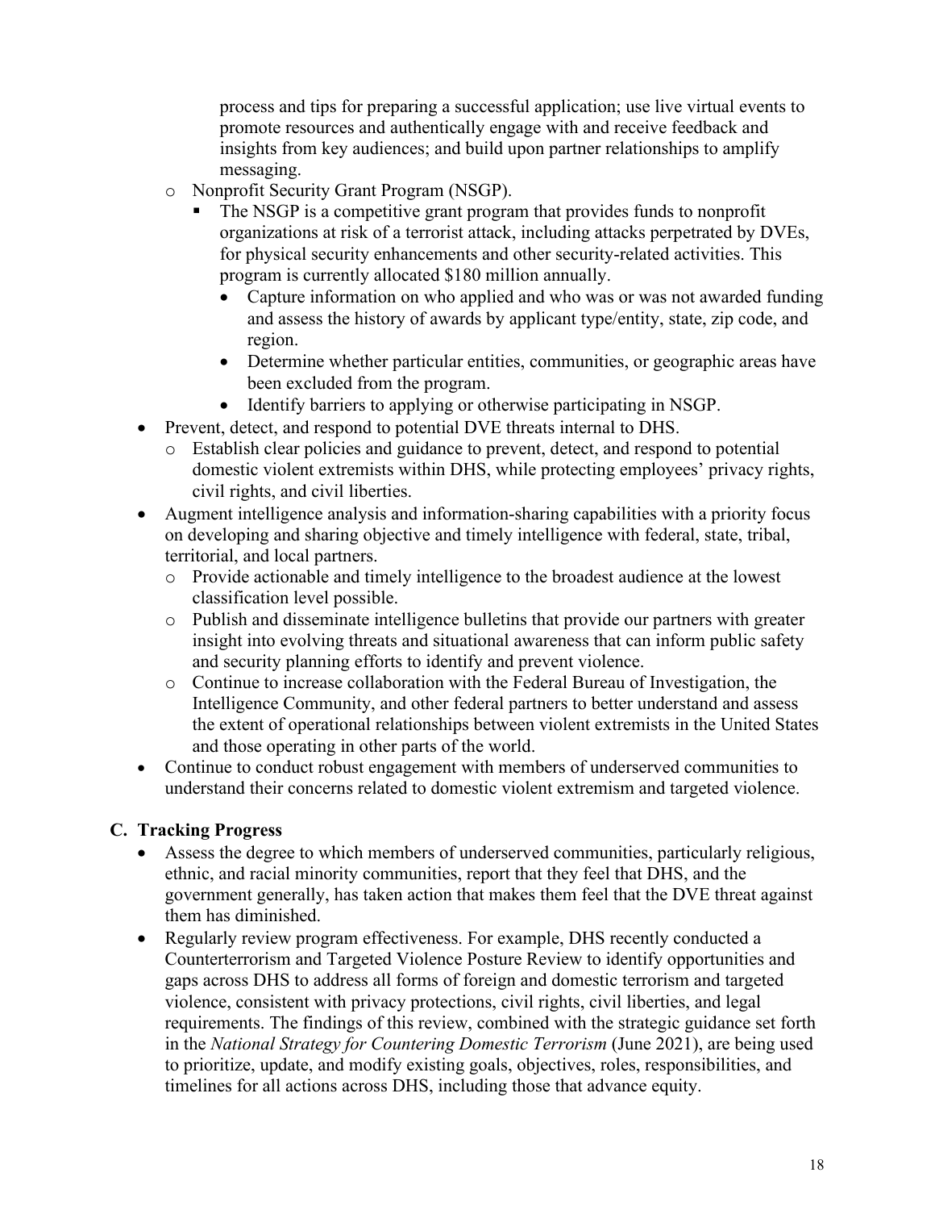process and tips for preparing a successful application; use live virtual events to promote resources and authentically engage with and receive feedback and insights from key audiences; and build upon partner relationships to amplify messaging.

  - Nonprofit Security Grant Program (NSGP).
    - The NSGP is a competitive grant program that provides funds to nonprofit organizations at risk of a terrorist attack, including attacks perpetrated by DVEs, for physical security enhancements and other security-related activities. This program is currently allocated $180 million annually.
      - Capture information on who applied and who was or was not awarded funding and assess the history of awards by applicant type/entity, state, zip code, and region.
      - Determine whether particular entities, communities, or geographic areas have been excluded from the program.
      - Identify barriers to applying or otherwise participating in NSGP.
- Prevent, detect, and respond to potential DVE threats internal to DHS.
  - Establish clear policies and guidance to prevent, detect, and respond to potential domestic violent extremists within DHS, while protecting employees' privacy rights, civil rights, and civil liberties.
- Augment intelligence analysis and information-sharing capabilities with a priority focus on developing and sharing objective and timely intelligence with federal, state, tribal, territorial, and local partners.
  - Provide actionable and timely intelligence to the broadest audience at the lowest classification level possible.
  - Publish and disseminate intelligence bulletins that provide our partners with greater insight into evolving threats and situational awareness that can inform public safety and security planning efforts to identify and prevent violence.
  - Continue to increase collaboration with the Federal Bureau of Investigation, the Intelligence Community, and other federal partners to better understand and assess the extent of operational relationships between violent extremists in the United States and those operating in other parts of the world.
- Continue to conduct robust engagement with members of underserved communities to understand their concerns related to domestic violent extremism and targeted violence.

### C. Tracking Progress

- Assess the degree to which members of underserved communities, particularly religious, ethnic, and racial minority communities, report that they feel that DHS, and the government generally, has taken action that makes them feel that the DVE threat against them has diminished.
- Regularly review program effectiveness. For example, DHS recently conducted a Counterterrorism and Targeted Violence Posture Review to identify opportunities and gaps across DHS to address all forms of foreign and domestic terrorism and targeted violence, consistent with privacy protections, civil rights, civil liberties, and legal requirements. The findings of this review, combined with the strategic guidance set forth in the *National Strategy for Countering Domestic Terrorism* (June 2021), are being used to prioritize, update, and modify existing goals, objectives, roles, responsibilities, and timelines for all actions across DHS, including those that advance equity.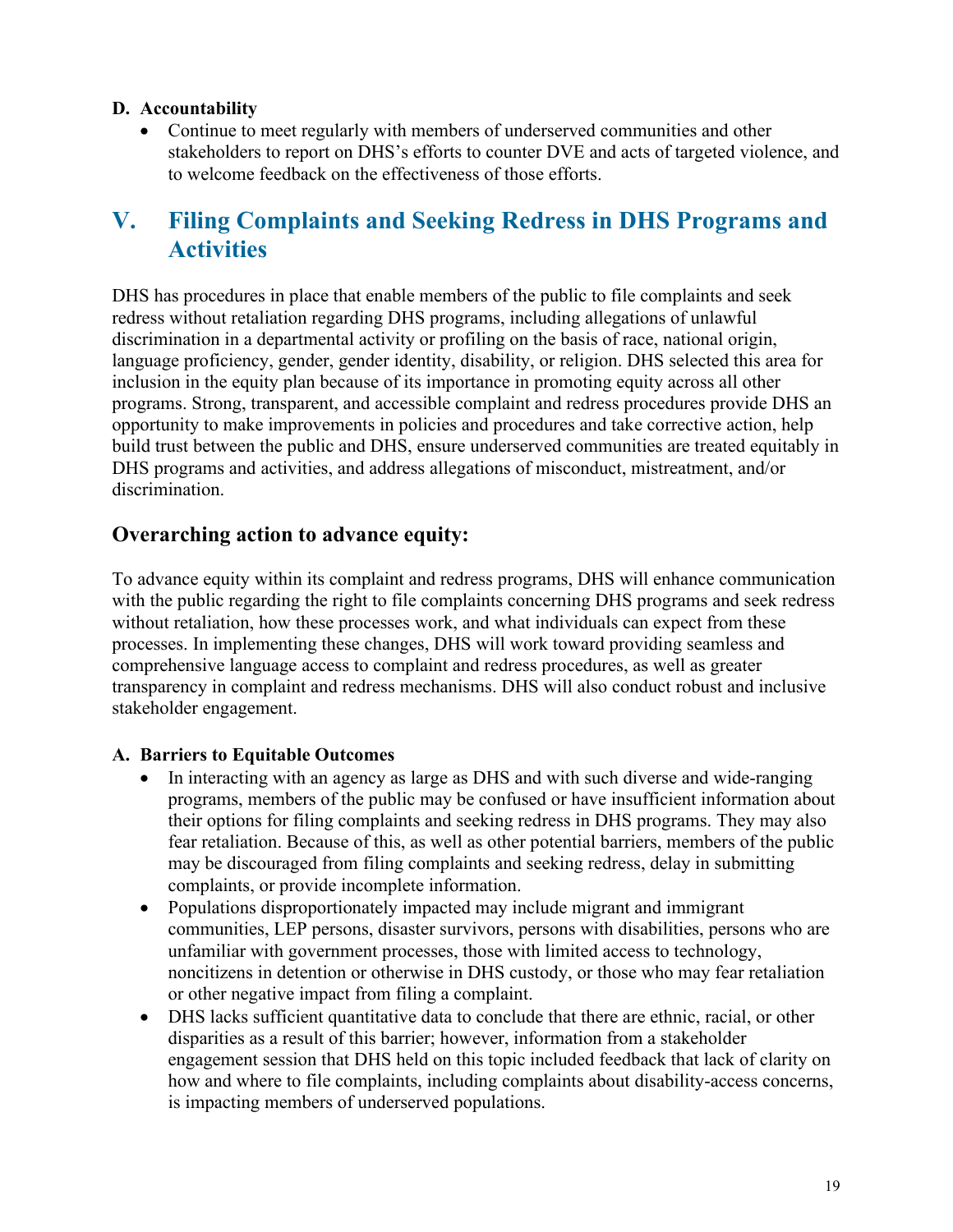### D. Accountability

- Continue to meet regularly with members of underserved communities and other stakeholders to report on DHS's efforts to counter DVE and acts of targeted violence, and to welcome feedback on the effectiveness of those efforts.

## V. Filing Complaints and Seeking Redress in DHS Programs and Activities

DHS has procedures in place that enable members of the public to file complaints and seek redress without retaliation regarding DHS programs, including allegations of unlawful discrimination in a departmental activity or profiling on the basis of race, national origin, language proficiency, gender, gender identity, disability, or religion. DHS selected this area for inclusion in the equity plan because of its importance in promoting equity across all other programs. Strong, transparent, and accessible complaint and redress procedures provide DHS an opportunity to make improvements in policies and procedures and take corrective action, help build trust between the public and DHS, ensure underserved communities are treated equitably in DHS programs and activities, and address allegations of misconduct, mistreatment, and/or discrimination.

### Overarching action to advance equity:

To advance equity within its complaint and redress programs, DHS will enhance communication with the public regarding the right to file complaints concerning DHS programs and seek redress without retaliation, how these processes work, and what individuals can expect from these processes. In implementing these changes, DHS will work toward providing seamless and comprehensive language access to complaint and redress procedures, as well as greater transparency in complaint and redress mechanisms. DHS will also conduct robust and inclusive stakeholder engagement.

### A. Barriers to Equitable Outcomes

- In interacting with an agency as large as DHS and with such diverse and wide-ranging programs, members of the public may be confused or have insufficient information about their options for filing complaints and seeking redress in DHS programs. They may also fear retaliation. Because of this, as well as other potential barriers, members of the public may be discouraged from filing complaints and seeking redress, delay in submitting complaints, or provide incomplete information.
- Populations disproportionately impacted may include migrant and immigrant communities, LEP persons, disaster survivors, persons with disabilities, persons who are unfamiliar with government processes, those with limited access to technology, noncitizens in detention or otherwise in DHS custody, or those who may fear retaliation or other negative impact from filing a complaint.
- DHS lacks sufficient quantitative data to conclude that there are ethnic, racial, or other disparities as a result of this barrier; however, information from a stakeholder engagement session that DHS held on this topic included feedback that lack of clarity on how and where to file complaints, including complaints about disability-access concerns, is impacting members of underserved populations.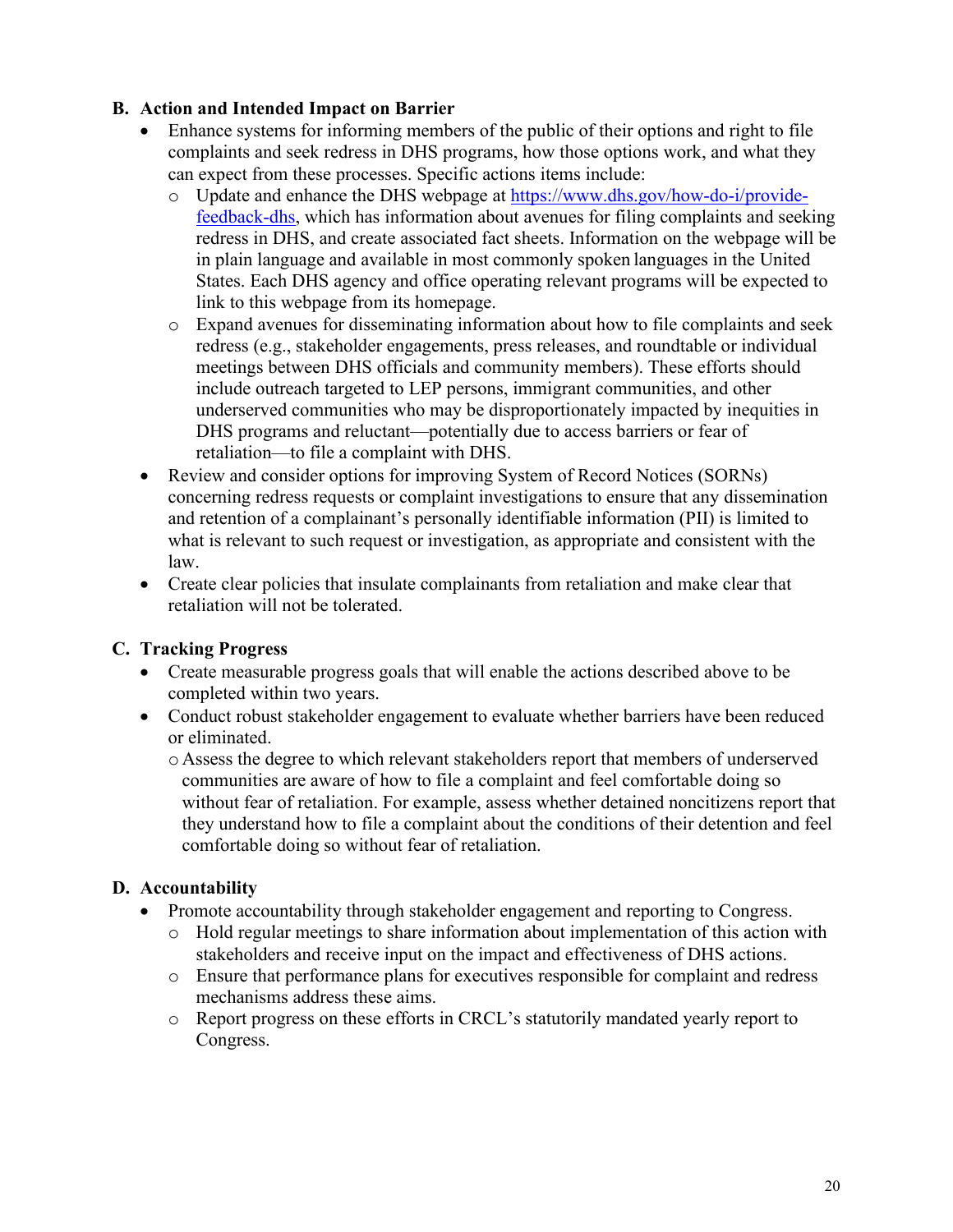### B. Action and Intended Impact on Barrier

- Enhance systems for informing members of the public of their options and right to file complaints and seek redress in DHS programs, how those options work, and what they can expect from these processes. Specific actions items include:
  - Update and enhance the DHS webpage at [https://www.dhs.gov/how-do-i/provide-feedback-dhs](https://www.dhs.gov/how-do-i/provide-feedback-dhs), which has information about avenues for filing complaints and seeking redress in DHS, and create associated fact sheets. Information on the webpage will be in plain language and available in most commonly spoken languages in the United States. Each DHS agency and office operating relevant programs will be expected to link to this webpage from its homepage.
  - Expand avenues for disseminating information about how to file complaints and seek redress (e.g., stakeholder engagements, press releases, and roundtable or individual meetings between DHS officials and community members). These efforts should include outreach targeted to LEP persons, immigrant communities, and other underserved communities who may be disproportionately impacted by inequities in DHS programs and reluctant—potentially due to access barriers or fear of retaliation—to file a complaint with DHS.
- Review and consider options for improving System of Record Notices (SORNs) concerning redress requests or complaint investigations to ensure that any dissemination and retention of a complainant's personally identifiable information (PII) is limited to what is relevant to such request or investigation, as appropriate and consistent with the law.
- Create clear policies that insulate complainants from retaliation and make clear that retaliation will not be tolerated.

### C. Tracking Progress

- Create measurable progress goals that will enable the actions described above to be completed within two years.
- Conduct robust stakeholder engagement to evaluate whether barriers have been reduced or eliminated.
  - Assess the degree to which relevant stakeholders report that members of underserved communities are aware of how to file a complaint and feel comfortable doing so without fear of retaliation. For example, assess whether detained noncitizens report that they understand how to file a complaint about the conditions of their detention and feel comfortable doing so without fear of retaliation.

### D. Accountability

- Promote accountability through stakeholder engagement and reporting to Congress.
  - Hold regular meetings to share information about implementation of this action with stakeholders and receive input on the impact and effectiveness of DHS actions.
  - Ensure that performance plans for executives responsible for complaint and redress mechanisms address these aims.
  - Report progress on these efforts in CRCL's statutorily mandated yearly report to Congress.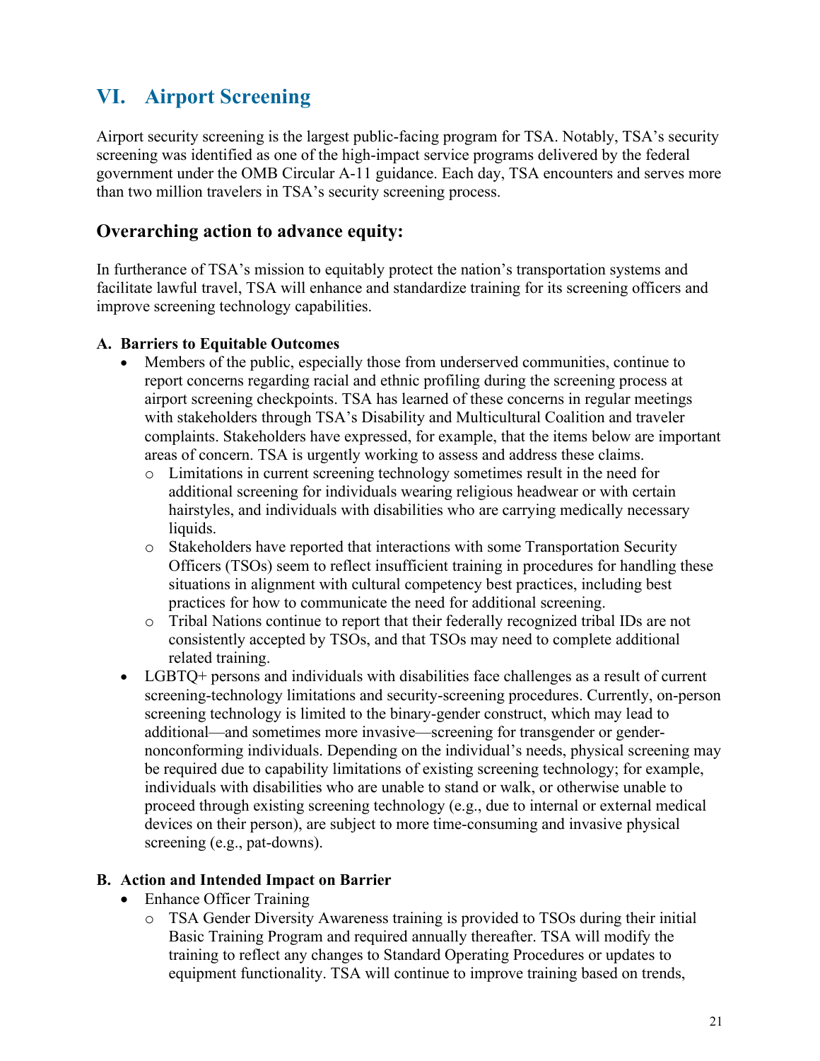# VI. Airport Screening

Airport security screening is the largest public-facing program for TSA. Notably, TSA's security screening was identified as one of the high-impact service programs delivered by the federal government under the OMB Circular A-11 guidance. Each day, TSA encounters and serves more than two million travelers in TSA's security screening process.

## Overarching action to advance equity:

In furtherance of TSA's mission to equitably protect the nation's transportation systems and facilitate lawful travel, TSA will enhance and standardize training for its screening officers and improve screening technology capabilities.

### A. Barriers to Equitable Outcomes

- Members of the public, especially those from underserved communities, continue to report concerns regarding racial and ethnic profiling during the screening process at airport screening checkpoints. TSA has learned of these concerns in regular meetings with stakeholders through TSA's Disability and Multicultural Coalition and traveler complaints. Stakeholders have expressed, for example, that the items below are important areas of concern. TSA is urgently working to assess and address these claims.
  - Limitations in current screening technology sometimes result in the need for additional screening for individuals wearing religious headwear or with certain hairstyles, and individuals with disabilities who are carrying medically necessary liquids.
  - Stakeholders have reported that interactions with some Transportation Security Officers (TSOs) seem to reflect insufficient training in procedures for handling these situations in alignment with cultural competency best practices, including best practices for how to communicate the need for additional screening.
  - Tribal Nations continue to report that their federally recognized tribal IDs are not consistently accepted by TSOs, and that TSOs may need to complete additional related training.
- LGBTQ+ persons and individuals with disabilities face challenges as a result of current screening-technology limitations and security-screening procedures. Currently, on-person screening technology is limited to the binary-gender construct, which may lead to additional—and sometimes more invasive—screening for transgender or gender-nonconforming individuals. Depending on the individual's needs, physical screening may be required due to capability limitations of existing screening technology; for example, individuals with disabilities who are unable to stand or walk, or otherwise unable to proceed through existing screening technology (e.g., due to internal or external medical devices on their person), are subject to more time-consuming and invasive physical screening (e.g., pat-downs).

### B. Action and Intended Impact on Barrier

- Enhance Officer Training
  - TSA Gender Diversity Awareness training is provided to TSOs during their initial Basic Training Program and required annually thereafter. TSA will modify the training to reflect any changes to Standard Operating Procedures or updates to equipment functionality. TSA will continue to improve training based on trends,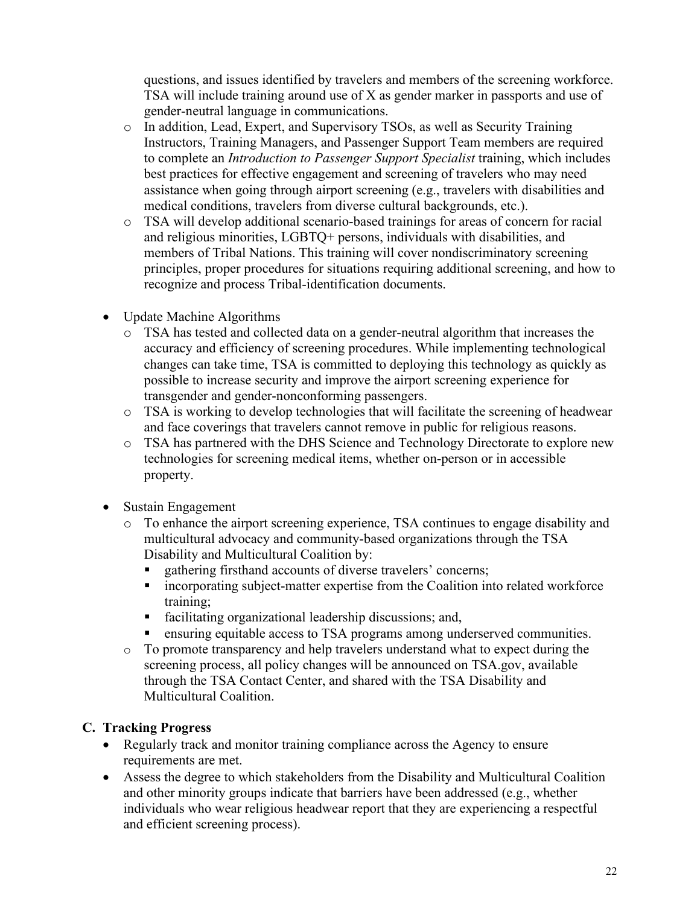questions, and issues identified by travelers and members of the screening workforce. TSA will include training around use of X as gender marker in passports and use of gender-neutral language in communications.
    - In addition, Lead, Expert, and Supervisory TSOs, as well as Security Training Instructors, Training Managers, and Passenger Support Team members are required to complete an *Introduction to Passenger Support Specialist* training, which includes best practices for effective engagement and screening of travelers who may need assistance when going through airport screening (e.g., travelers with disabilities and medical conditions, travelers from diverse cultural backgrounds, etc.).
    - TSA will develop additional scenario-based trainings for areas of concern for racial and religious minorities, LGBTQ+ persons, individuals with disabilities, and members of Tribal Nations. This training will cover nondiscriminatory screening principles, proper procedures for situations requiring additional screening, and how to recognize and process Tribal-identification documents.

- Update Machine Algorithms
    - TSA has tested and collected data on a gender-neutral algorithm that increases the accuracy and efficiency of screening procedures. While implementing technological changes can take time, TSA is committed to deploying this technology as quickly as possible to increase security and improve the airport screening experience for transgender and gender-nonconforming passengers.
    - TSA is working to develop technologies that will facilitate the screening of headwear and face coverings that travelers cannot remove in public for religious reasons.
    - TSA has partnered with the DHS Science and Technology Directorate to explore new technologies for screening medical items, whether on-person or in accessible property.

- Sustain Engagement
    - To enhance the airport screening experience, TSA continues to engage disability and multicultural advocacy and community-based organizations through the TSA Disability and Multicultural Coalition by:
        - gathering firsthand accounts of diverse travelers' concerns;
        - incorporating subject-matter expertise from the Coalition into related workforce training;
        - facilitating organizational leadership discussions; and,
        - ensuring equitable access to TSA programs among underserved communities.
    - To promote transparency and help travelers understand what to expect during the screening process, all policy changes will be announced on TSA.gov, available through the TSA Contact Center, and shared with the TSA Disability and Multicultural Coalition.

### C. Tracking Progress

- Regularly track and monitor training compliance across the Agency to ensure requirements are met.
- Assess the degree to which stakeholders from the Disability and Multicultural Coalition and other minority groups indicate that barriers have been addressed (e.g., whether individuals who wear religious headwear report that they are experiencing a respectful and efficient screening process).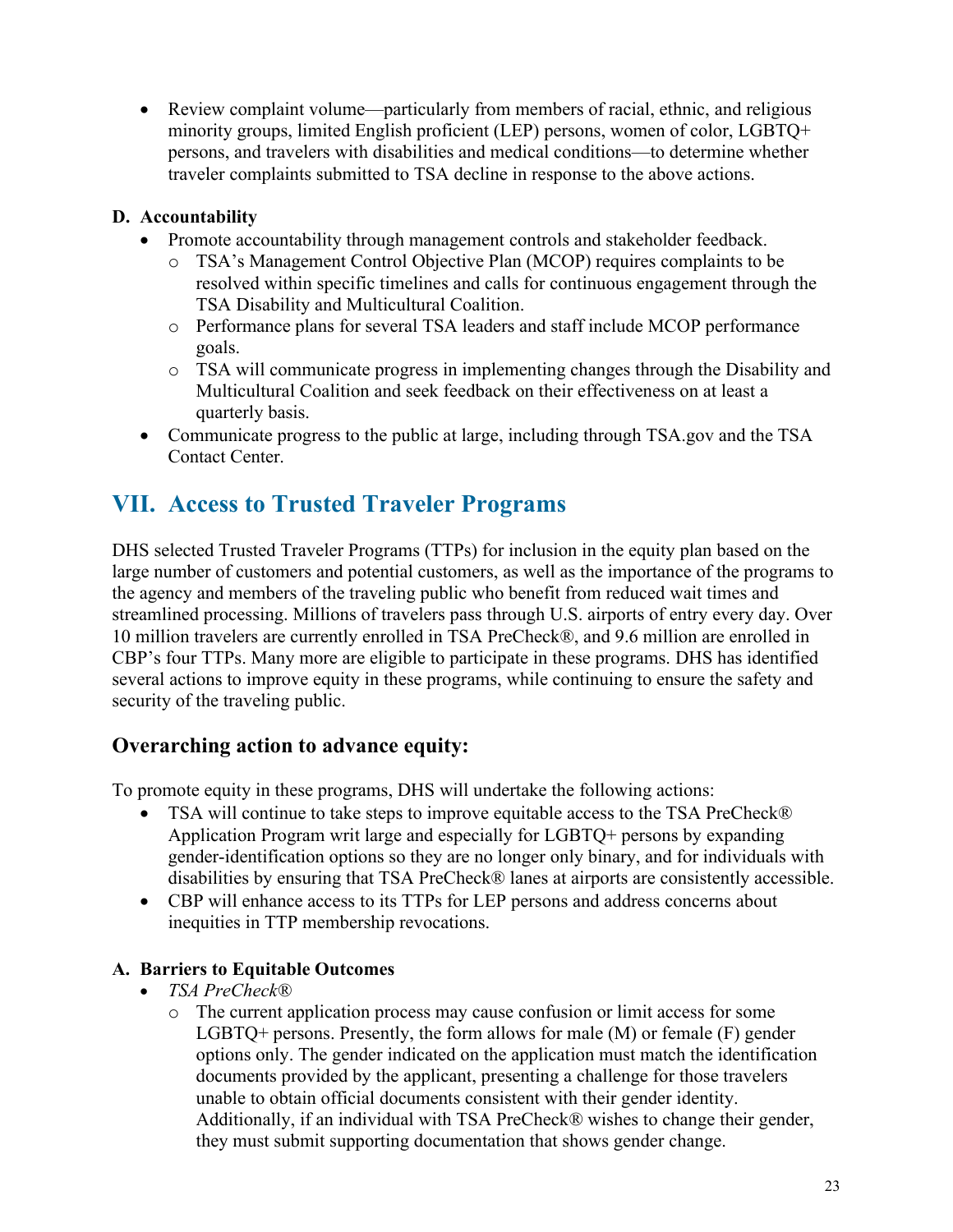- Review complaint volume—particularly from members of racial, ethnic, and religious minority groups, limited English proficient (LEP) persons, women of color, LGBTQ+ persons, and travelers with disabilities and medical conditions—to determine whether traveler complaints submitted to TSA decline in response to the above actions.

### D. Accountability

- Promote accountability through management controls and stakeholder feedback.
  - TSA's Management Control Objective Plan (MCOP) requires complaints to be resolved within specific timelines and calls for continuous engagement through the TSA Disability and Multicultural Coalition.
  - Performance plans for several TSA leaders and staff include MCOP performance goals.
  - TSA will communicate progress in implementing changes through the Disability and Multicultural Coalition and seek feedback on their effectiveness on at least a quarterly basis.
- Communicate progress to the public at large, including through TSA.gov and the TSA Contact Center.

## VII. Access to Trusted Traveler Programs

DHS selected Trusted Traveler Programs (TTPs) for inclusion in the equity plan based on the large number of customers and potential customers, as well as the importance of the programs to the agency and members of the traveling public who benefit from reduced wait times and streamlined processing. Millions of travelers pass through U.S. airports of entry every day. Over 10 million travelers are currently enrolled in TSA PreCheck®, and 9.6 million are enrolled in CBP's four TTPs. Many more are eligible to participate in these programs. DHS has identified several actions to improve equity in these programs, while continuing to ensure the safety and security of the traveling public.

### Overarching action to advance equity:

To promote equity in these programs, DHS will undertake the following actions:

- TSA will continue to take steps to improve equitable access to the TSA PreCheck® Application Program writ large and especially for LGBTQ+ persons by expanding gender-identification options so they are no longer only binary, and for individuals with disabilities by ensuring that TSA PreCheck® lanes at airports are consistently accessible.
- CBP will enhance access to its TTPs for LEP persons and address concerns about inequities in TTP membership revocations.

### A. Barriers to Equitable Outcomes

- *TSA PreCheck®*
  - The current application process may cause confusion or limit access for some LGBTQ+ persons. Presently, the form allows for male (M) or female (F) gender options only. The gender indicated on the application must match the identification documents provided by the applicant, presenting a challenge for those travelers unable to obtain official documents consistent with their gender identity. Additionally, if an individual with TSA PreCheck® wishes to change their gender, they must submit supporting documentation that shows gender change.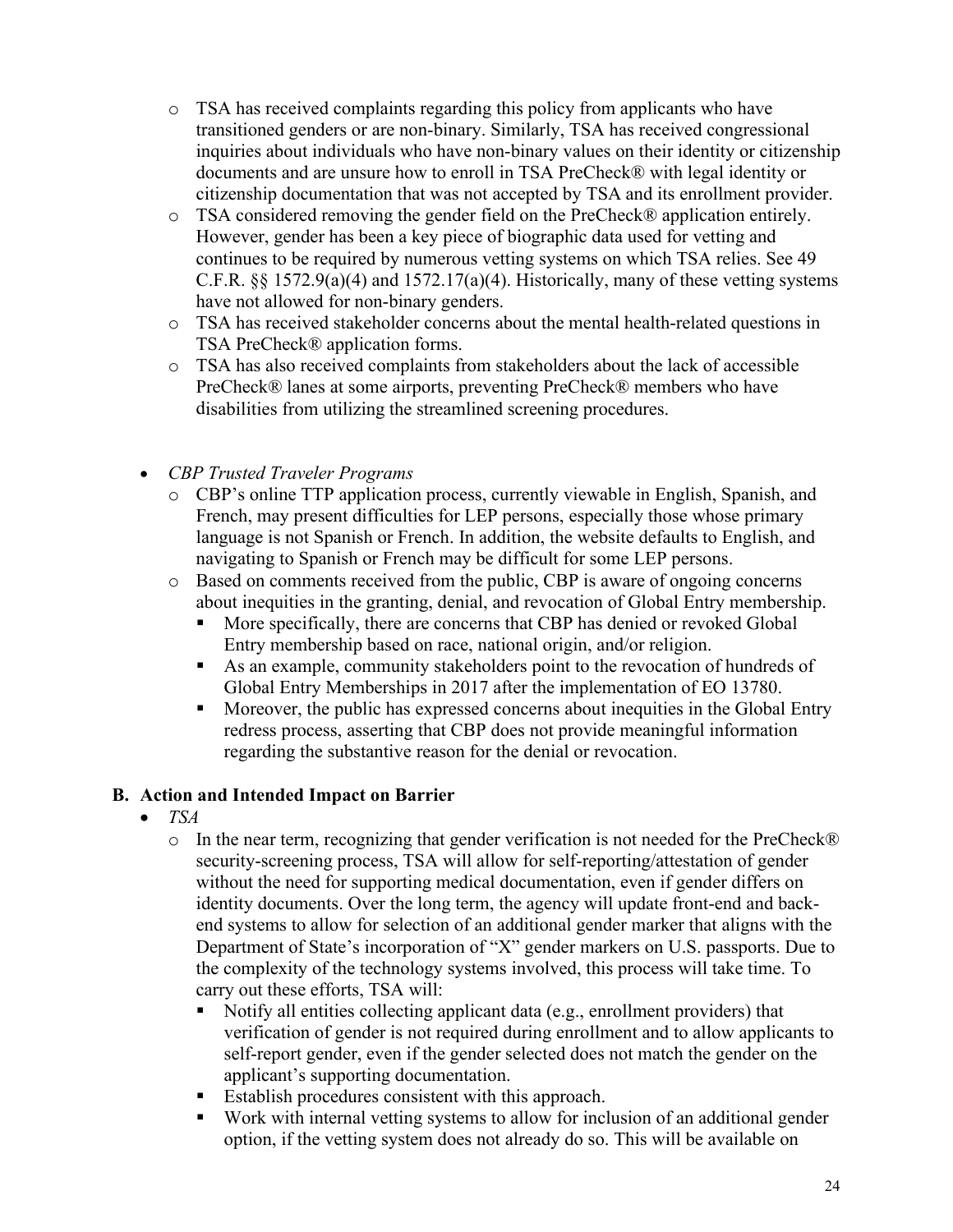- TSA has received complaints regarding this policy from applicants who have transitioned genders or are non-binary. Similarly, TSA has received congressional inquiries about individuals who have non-binary values on their identity or citizenship documents and are unsure how to enroll in TSA PreCheck® with legal identity or citizenship documentation that was not accepted by TSA and its enrollment provider.
- TSA considered removing the gender field on the PreCheck® application entirely. However, gender has been a key piece of biographic data used for vetting and continues to be required by numerous vetting systems on which TSA relies. See 49 C.F.R. §§ 1572.9(a)(4) and 1572.17(a)(4). Historically, many of these vetting systems have not allowed for non-binary genders.
- TSA has received stakeholder concerns about the mental health-related questions in TSA PreCheck® application forms.
- TSA has also received complaints from stakeholders about the lack of accessible PreCheck® lanes at some airports, preventing PreCheck® members who have disabilities from utilizing the streamlined screening procedures.

- *CBP Trusted Traveler Programs*
  - CBP's online TTP application process, currently viewable in English, Spanish, and French, may present difficulties for LEP persons, especially those whose primary language is not Spanish or French. In addition, the website defaults to English, and navigating to Spanish or French may be difficult for some LEP persons.
  - Based on comments received from the public, CBP is aware of ongoing concerns about inequities in the granting, denial, and revocation of Global Entry membership.
    - More specifically, there are concerns that CBP has denied or revoked Global Entry membership based on race, national origin, and/or religion.
    - As an example, community stakeholders point to the revocation of hundreds of Global Entry Memberships in 2017 after the implementation of EO 13780.
    - Moreover, the public has expressed concerns about inequities in the Global Entry redress process, asserting that CBP does not provide meaningful information regarding the substantive reason for the denial or revocation.

## B. Action and Intended Impact on Barrier

- *TSA*
  - In the near term, recognizing that gender verification is not needed for the PreCheck® security-screening process, TSA will allow for self-reporting/attestation of gender without the need for supporting medical documentation, even if gender differs on identity documents. Over the long term, the agency will update front-end and back-end systems to allow for selection of an additional gender marker that aligns with the Department of State's incorporation of "X" gender markers on U.S. passports. Due to the complexity of the technology systems involved, this process will take time. To carry out these efforts, TSA will:
    - Notify all entities collecting applicant data (e.g., enrollment providers) that verification of gender is not required during enrollment and to allow applicants to self-report gender, even if the gender selected does not match the gender on the applicant's supporting documentation.
    - Establish procedures consistent with this approach.
    - Work with internal vetting systems to allow for inclusion of an additional gender option, if the vetting system does not already do so. This will be available on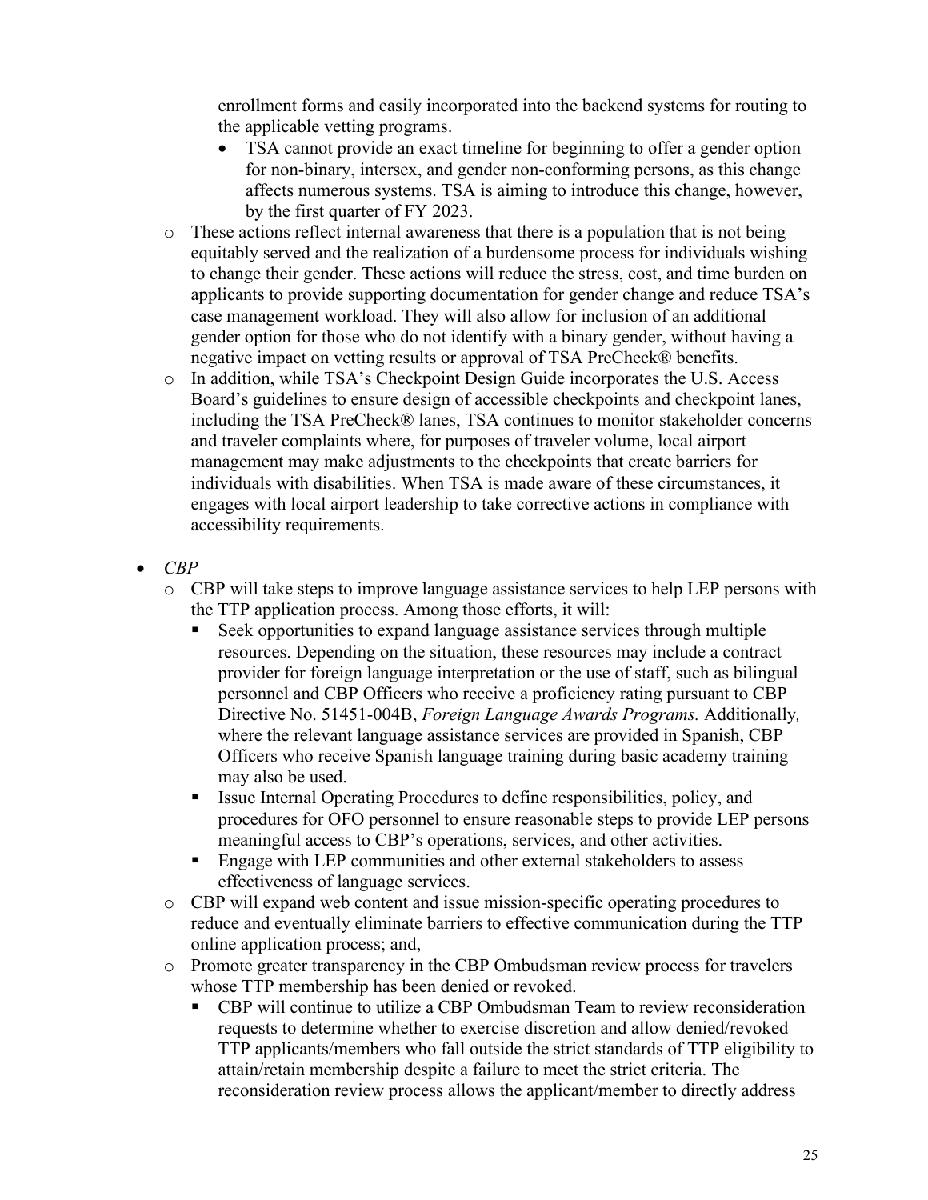enrollment forms and easily incorporated into the backend systems for routing to the applicable vetting programs.

- TSA cannot provide an exact timeline for beginning to offer a gender option for non-binary, intersex, and gender non-conforming persons, as this change affects numerous systems. TSA is aiming to introduce this change, however, by the first quarter of FY 2023.

  - These actions reflect internal awareness that there is a population that is not being equitably served and the realization of a burdensome process for individuals wishing to change their gender. These actions will reduce the stress, cost, and time burden on applicants to provide supporting documentation for gender change and reduce TSA's case management workload. They will also allow for inclusion of an additional gender option for those who do not identify with a binary gender, without having a negative impact on vetting results or approval of TSA PreCheck® benefits.
  - In addition, while TSA's Checkpoint Design Guide incorporates the U.S. Access Board's guidelines to ensure design of accessible checkpoints and checkpoint lanes, including the TSA PreCheck® lanes, TSA continues to monitor stakeholder concerns and traveler complaints where, for purposes of traveler volume, local airport management may make adjustments to the checkpoints that create barriers for individuals with disabilities. When TSA is made aware of these circumstances, it engages with local airport leadership to take corrective actions in compliance with accessibility requirements.

- *CBP*
  - CBP will take steps to improve language assistance services to help LEP persons with the TTP application process. Among those efforts, it will:
    - Seek opportunities to expand language assistance services through multiple resources. Depending on the situation, these resources may include a contract provider for foreign language interpretation or the use of staff, such as bilingual personnel and CBP Officers who receive a proficiency rating pursuant to CBP Directive No. 51451-004B, *Foreign Language Awards Programs.* Additionally*,* where the relevant language assistance services are provided in Spanish, CBP Officers who receive Spanish language training during basic academy training may also be used.
    - Issue Internal Operating Procedures to define responsibilities, policy, and procedures for OFO personnel to ensure reasonable steps to provide LEP persons meaningful access to CBP's operations, services, and other activities.
    - Engage with LEP communities and other external stakeholders to assess effectiveness of language services.
  - CBP will expand web content and issue mission-specific operating procedures to reduce and eventually eliminate barriers to effective communication during the TTP online application process; and,
  - Promote greater transparency in the CBP Ombudsman review process for travelers whose TTP membership has been denied or revoked.
    - CBP will continue to utilize a CBP Ombudsman Team to review reconsideration requests to determine whether to exercise discretion and allow denied/revoked TTP applicants/members who fall outside the strict standards of TTP eligibility to attain/retain membership despite a failure to meet the strict criteria. The reconsideration review process allows the applicant/member to directly address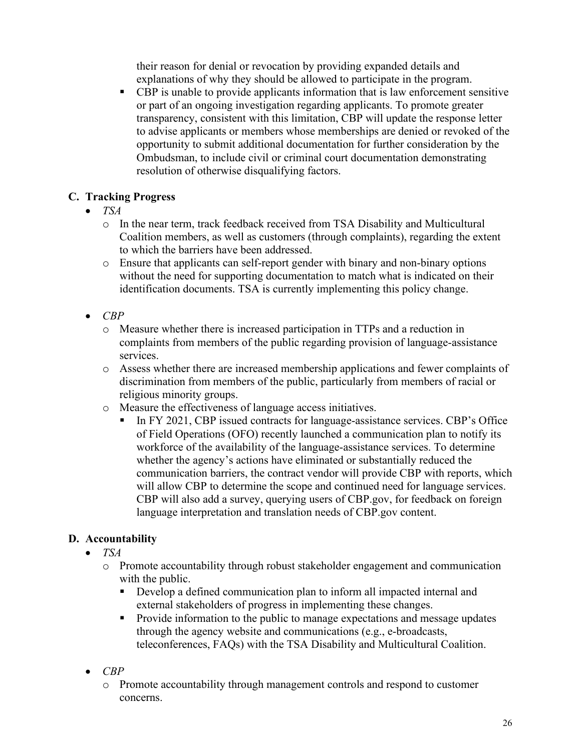their reason for denial or revocation by providing expanded details and explanations of why they should be allowed to participate in the program.

    - CBP is unable to provide applicants information that is law enforcement sensitive or part of an ongoing investigation regarding applicants. To promote greater transparency, consistent with this limitation, CBP will update the response letter to advise applicants or members whose memberships are denied or revoked of the opportunity to submit additional documentation for further consideration by the Ombudsman, to include civil or criminal court documentation demonstrating resolution of otherwise disqualifying factors.

## C. Tracking Progress

- *TSA*
    - In the near term, track feedback received from TSA Disability and Multicultural Coalition members, as well as customers (through complaints), regarding the extent to which the barriers have been addressed.
    - Ensure that applicants can self-report gender with binary and non-binary options without the need for supporting documentation to match what is indicated on their identification documents. TSA is currently implementing this policy change.

- *CBP*
    - Measure whether there is increased participation in TTPs and a reduction in complaints from members of the public regarding provision of language-assistance services.
    - Assess whether there are increased membership applications and fewer complaints of discrimination from members of the public, particularly from members of racial or religious minority groups.
    - Measure the effectiveness of language access initiatives.
        - In FY 2021, CBP issued contracts for language-assistance services. CBP's Office of Field Operations (OFO) recently launched a communication plan to notify its workforce of the availability of the language-assistance services. To determine whether the agency's actions have eliminated or substantially reduced the communication barriers, the contract vendor will provide CBP with reports, which will allow CBP to determine the scope and continued need for language services. CBP will also add a survey, querying users of CBP.gov, for feedback on foreign language interpretation and translation needs of CBP.gov content.

## D. Accountability

- *TSA*
    - Promote accountability through robust stakeholder engagement and communication with the public.
        - Develop a defined communication plan to inform all impacted internal and external stakeholders of progress in implementing these changes.
        - Provide information to the public to manage expectations and message updates through the agency website and communications (e.g., e-broadcasts, teleconferences, FAQs) with the TSA Disability and Multicultural Coalition.

- *CBP*
    - Promote accountability through management controls and respond to customer concerns.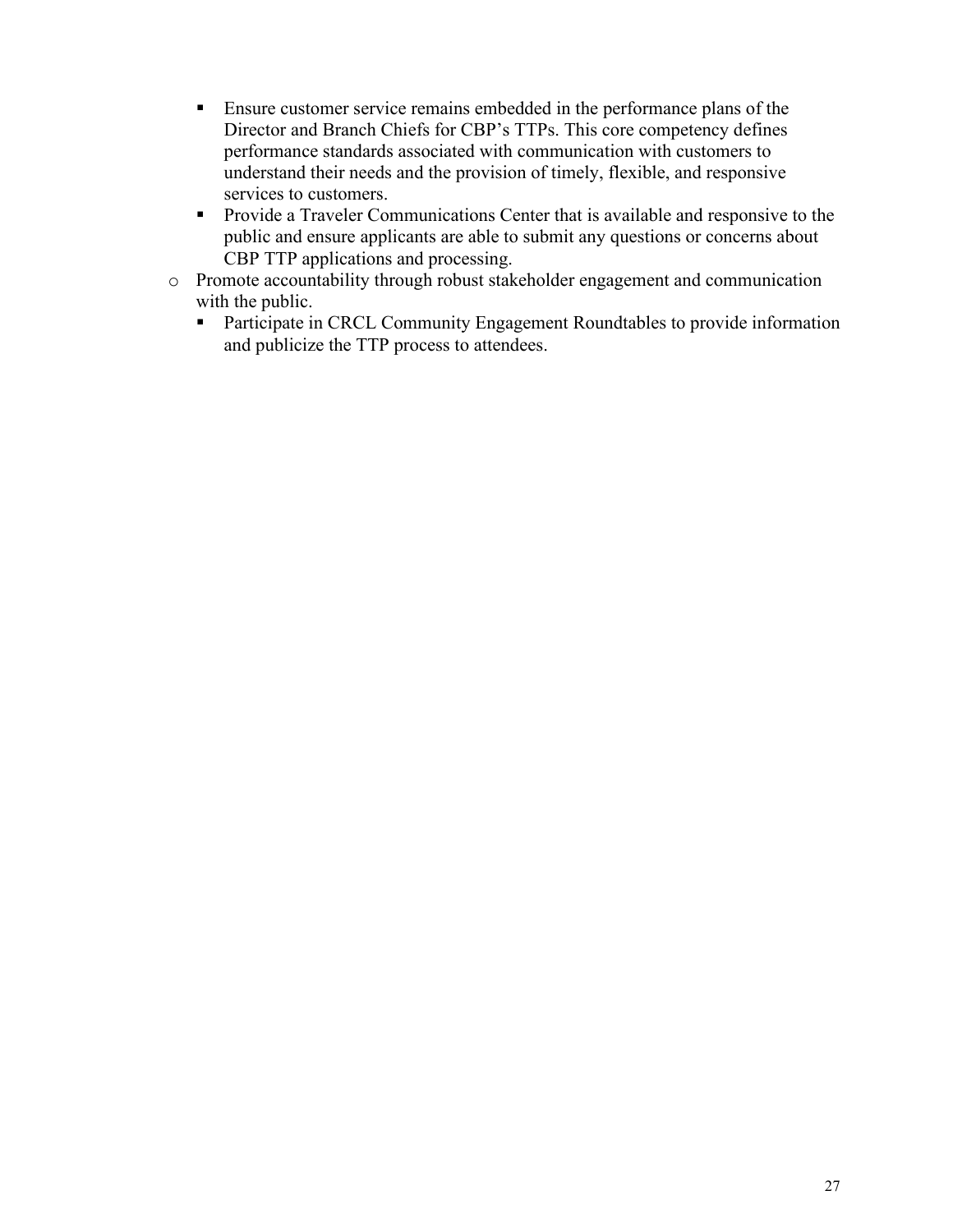- Ensure customer service remains embedded in the performance plans of the Director and Branch Chiefs for CBP's TTPs. This core competency defines performance standards associated with communication with customers to understand their needs and the provision of timely, flexible, and responsive services to customers.
    - Provide a Traveler Communications Center that is available and responsive to the public and ensure applicants are able to submit any questions or concerns about CBP TTP applications and processing.
  - Promote accountability through robust stakeholder engagement and communication with the public.
    - Participate in CRCL Community Engagement Roundtables to provide information and publicize the TTP process to attendees.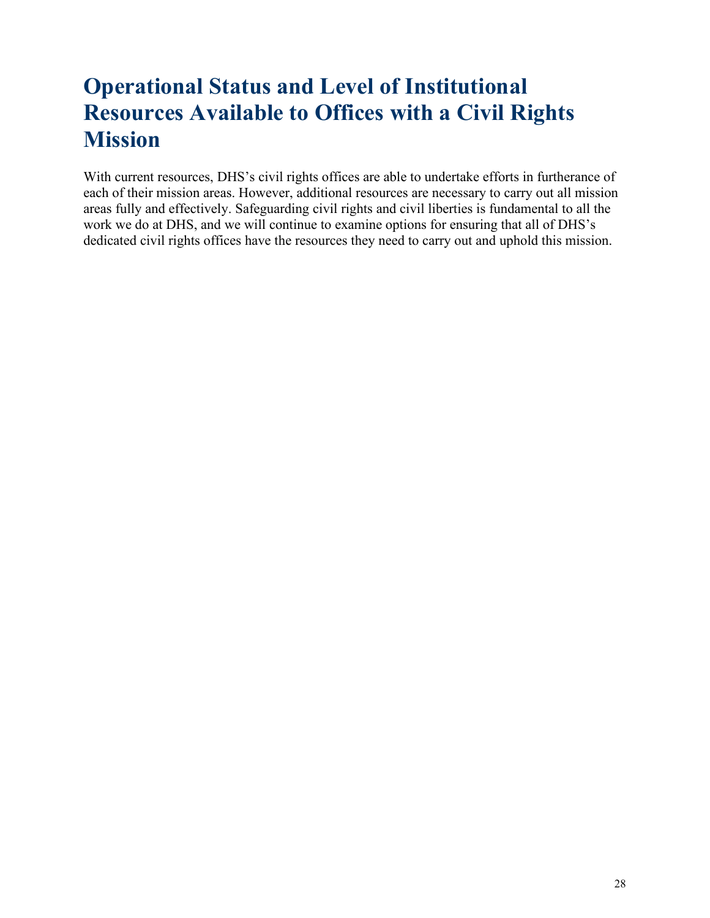# Operational Status and Level of Institutional Resources Available to Offices with a Civil Rights Mission

With current resources, DHS's civil rights offices are able to undertake efforts in furtherance of each of their mission areas. However, additional resources are necessary to carry out all mission areas fully and effectively. Safeguarding civil rights and civil liberties is fundamental to all the work we do at DHS, and we will continue to examine options for ensuring that all of DHS's dedicated civil rights offices have the resources they need to carry out and uphold this mission.